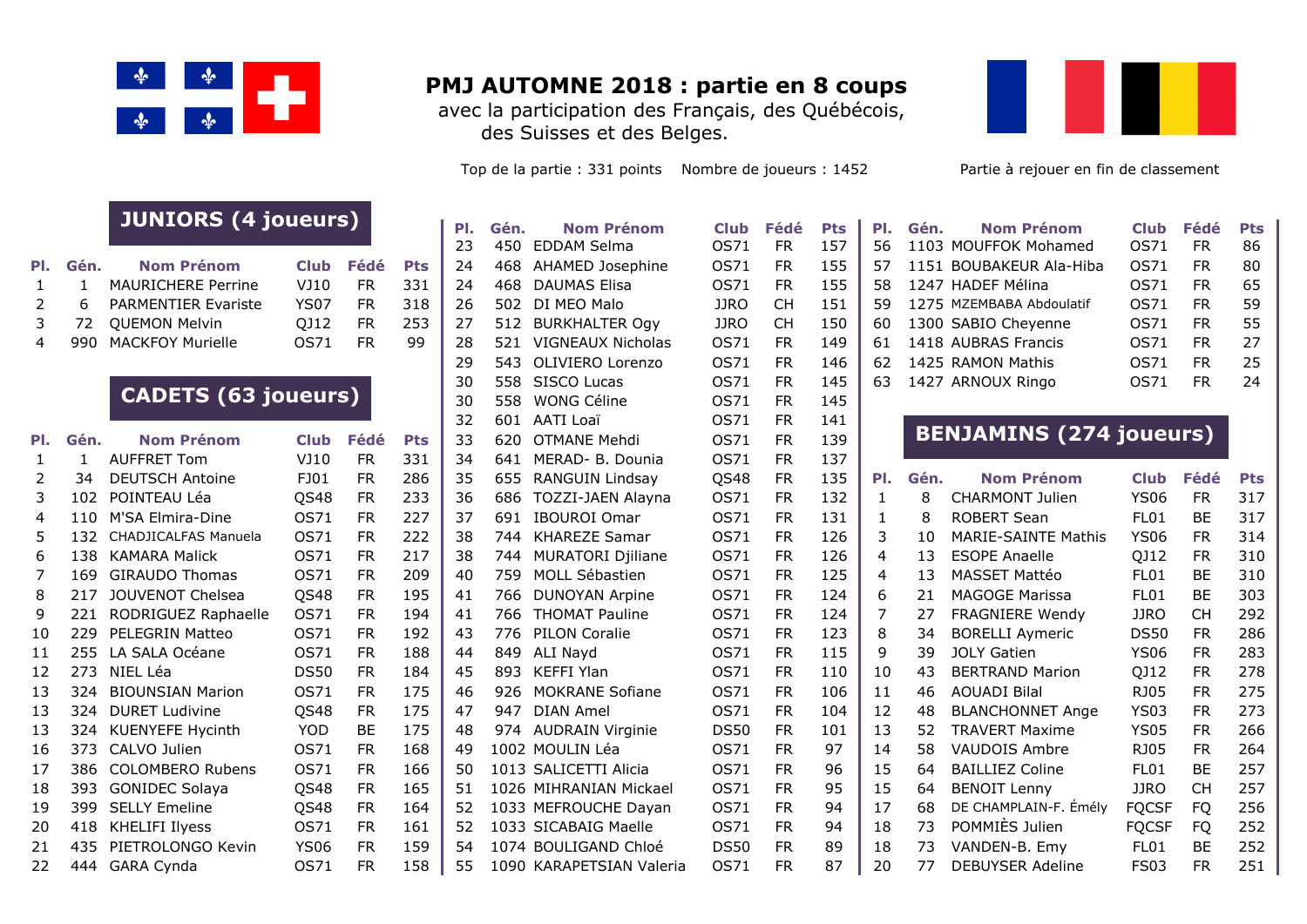# PMJ AUTOMNE 2018 : partie en 8 coups

avec la participation des Français, des Québécois, des Suisses et des Belges.

Top de la partie : 331 points Nombre de joueurs : 1452

Partie à rejouer en fin de classement

## JUNIORS (4 joueurs)

| Pl. | Gén. | Nom Prénom | Club | Fédé | Pts |
|---|---|---|---|---|---|
| 1 | 1 | MAURICHERE Perrine | VJ10 | FR | 331 |
| 2 | 6 | PARMENTIER Evariste | YS07 | FR | 318 |
| 3 | 72 | QUEMON Melvin | QJ12 | FR | 253 |
| 4 | 990 | MACKFOY Murielle | OS71 | FR | 99 |

## CADETS (63 joueurs)

| Pl. | Gén. | Nom Prénom | Club | Fédé | Pts |
|---|---|---|---|---|---|
| 1 | 1 | AUFFRET Tom | VJ10 | FR | 331 |
| 2 | 34 | DEUTSCH Antoine | FJ01 | FR | 286 |
| 3 | 102 | POINTEAU Léa | QS48 | FR | 233 |
| 4 | 110 | M'SA Elmira-Dine | OS71 | FR | 227 |
| 5 | 132 | CHADJICALFAS Manuela | OS71 | FR | 222 |
| 6 | 138 | KAMARA Malick | OS71 | FR | 217 |
| 7 | 169 | GIRAUDO Thomas | OS71 | FR | 209 |
| 8 | 217 | JOUVENOT Chelsea | QS48 | FR | 195 |
| 9 | 221 | RODRIGUEZ Raphaelle | OS71 | FR | 194 |
| 10 | 229 | PELEGRIN Matteo | OS71 | FR | 192 |
| 11 | 255 | LA SALA Océane | OS71 | FR | 188 |
| 12 | 273 | NIEL Léa | DS50 | FR | 184 |
| 13 | 324 | BIOUNSIAN Marion | OS71 | FR | 175 |
| 13 | 324 | DURET Ludivine | QS48 | FR | 175 |
| 13 | 324 | KUENYEFE Hycinth | YOD | BE | 175 |
| 16 | 373 | CALVO Julien | OS71 | FR | 168 |
| 17 | 386 | COLOMBERO Rubens | OS71 | FR | 166 |
| 18 | 393 | GONIDEC Solaya | QS48 | FR | 165 |
| 19 | 399 | SELLY Emeline | QS48 | FR | 164 |
| 20 | 418 | KHELIFI Ilyess | OS71 | FR | 161 |
| 21 | 435 | PIETROLONGO Kevin | YS06 | FR | 159 |
| 22 | 444 | GARA Cynda | OS71 | FR | 158 |
| 23 | 450 | EDDAM Selma | OS71 | FR | 157 |
| 24 | 468 | AHAMED Josephine | OS71 | FR | 155 |
| 24 | 468 | DAUMAS Elisa | OS71 | FR | 155 |
| 26 | 502 | DI MEO Malo | JJRO | CH | 151 |
| 27 | 512 | BURKHALTER Ogy | JJRO | CH | 150 |
| 28 | 521 | VIGNEAUX Nicholas | OS71 | FR | 149 |
| 29 | 543 | OLIVIERO Lorenzo | OS71 | FR | 146 |
| 30 | 558 | SISCO Lucas | OS71 | FR | 145 |
| 30 | 558 | WONG Céline | OS71 | FR | 145 |
| 32 | 601 | AATI Loaï | OS71 | FR | 141 |
| 33 | 620 | OTMANE Mehdi | OS71 | FR | 139 |
| 34 | 641 | MERAD- B. Dounia | OS71 | FR | 137 |
| 35 | 655 | RANGUIN Lindsay | QS48 | FR | 135 |
| 36 | 686 | TOZZI-JAEN Alayna | OS71 | FR | 132 |
| 37 | 691 | IBOUROI Omar | OS71 | FR | 131 |
| 38 | 744 | KHAREZE Samar | OS71 | FR | 126 |
| 38 | 744 | MURATORI Djiliane | OS71 | FR | 126 |
| 40 | 759 | MOLL Sébastien | OS71 | FR | 125 |
| 41 | 766 | DUNOYAN Arpine | OS71 | FR | 124 |
| 41 | 766 | THOMAT Pauline | OS71 | FR | 124 |
| 43 | 776 | PILON Coralie | OS71 | FR | 123 |
| 44 | 849 | ALI Nayd | OS71 | FR | 115 |
| 45 | 893 | KEFFI Ylan | OS71 | FR | 110 |
| 46 | 926 | MOKRANE Sofiane | OS71 | FR | 106 |
| 47 | 947 | DIAN Amel | OS71 | FR | 104 |
| 48 | 974 | AUDRAIN Virginie | DS50 | FR | 101 |
| 49 | 1002 | MOULIN Léa | OS71 | FR | 97 |
| 50 | 1013 | SALICETTI Alicia | OS71 | FR | 96 |
| 51 | 1026 | MIHRANIAN Mickael | OS71 | FR | 95 |
| 52 | 1033 | MEFROUCHE Dayan | OS71 | FR | 94 |
| 52 | 1033 | SICABAIG Maelle | OS71 | FR | 94 |
| 54 | 1074 | BOULIGAND Chloé | DS50 | FR | 89 |
| 55 | 1090 | KARAPETSIAN Valeria | OS71 | FR | 87 |
| 56 | 1103 | MOUFFOK Mohamed | OS71 | FR | 86 |
| 57 | 1151 | BOUBAKEUR Ala-Hiba | OS71 | FR | 80 |
| 58 | 1247 | HADEF Mélina | OS71 | FR | 65 |
| 59 | 1275 | MZEMBABA Abdoulatif | OS71 | FR | 59 |
| 60 | 1300 | SABIO Cheyenne | OS71 | FR | 55 |
| 61 | 1418 | AUBRAS Francis | OS71 | FR | 27 |
| 62 | 1425 | RAMON Mathis | OS71 | FR | 25 |
| 63 | 1427 | ARNOUX Ringo | OS71 | FR | 24 |

## BENJAMINS (274 joueurs)

| Pl. | Gén. | Nom Prénom | Club | Fédé | Pts |
|---|---|---|---|---|---|
| 1 | 8 | CHARMONT Julien | YS06 | FR | 317 |
| 1 | 8 | ROBERT Sean | FL01 | BE | 317 |
| 3 | 10 | MARIE-SAINTE Mathis | YS06 | FR | 314 |
| 4 | 13 | ESOPE Anaelle | QJ12 | FR | 310 |
| 4 | 13 | MASSET Mattéo | FL01 | BE | 310 |
| 6 | 21 | MAGOGE Marissa | FL01 | BE | 303 |
| 7 | 27 | FRAGNIERE Wendy | JJRO | CH | 292 |
| 8 | 34 | BORELLI Aymeric | DS50 | FR | 286 |
| 9 | 39 | JOLY Gatien | YS06 | FR | 283 |
| 10 | 43 | BERTRAND Marion | QJ12 | FR | 278 |
| 11 | 46 | AOUADI Bilal | RJ05 | FR | 275 |
| 12 | 48 | BLANCHONNET Ange | YS03 | FR | 273 |
| 13 | 52 | TRAVERT Maxime | YS05 | FR | 266 |
| 14 | 58 | VAUDOIS Ambre | RJ05 | FR | 264 |
| 15 | 64 | BAILLIEZ Coline | FL01 | BE | 257 |
| 15 | 64 | BENOIT Lenny | JJRO | CH | 257 |
| 17 | 68 | DE CHAMPLAIN-F. Émély | FQCSF | FQ | 256 |
| 18 | 73 | POMMIÈS Julien | FQCSF | FQ | 252 |
| 18 | 73 | VANDEN-B. Emy | FL01 | BE | 252 |
| 20 | 77 | DEBUYSER Adeline | FS03 | FR | 251 |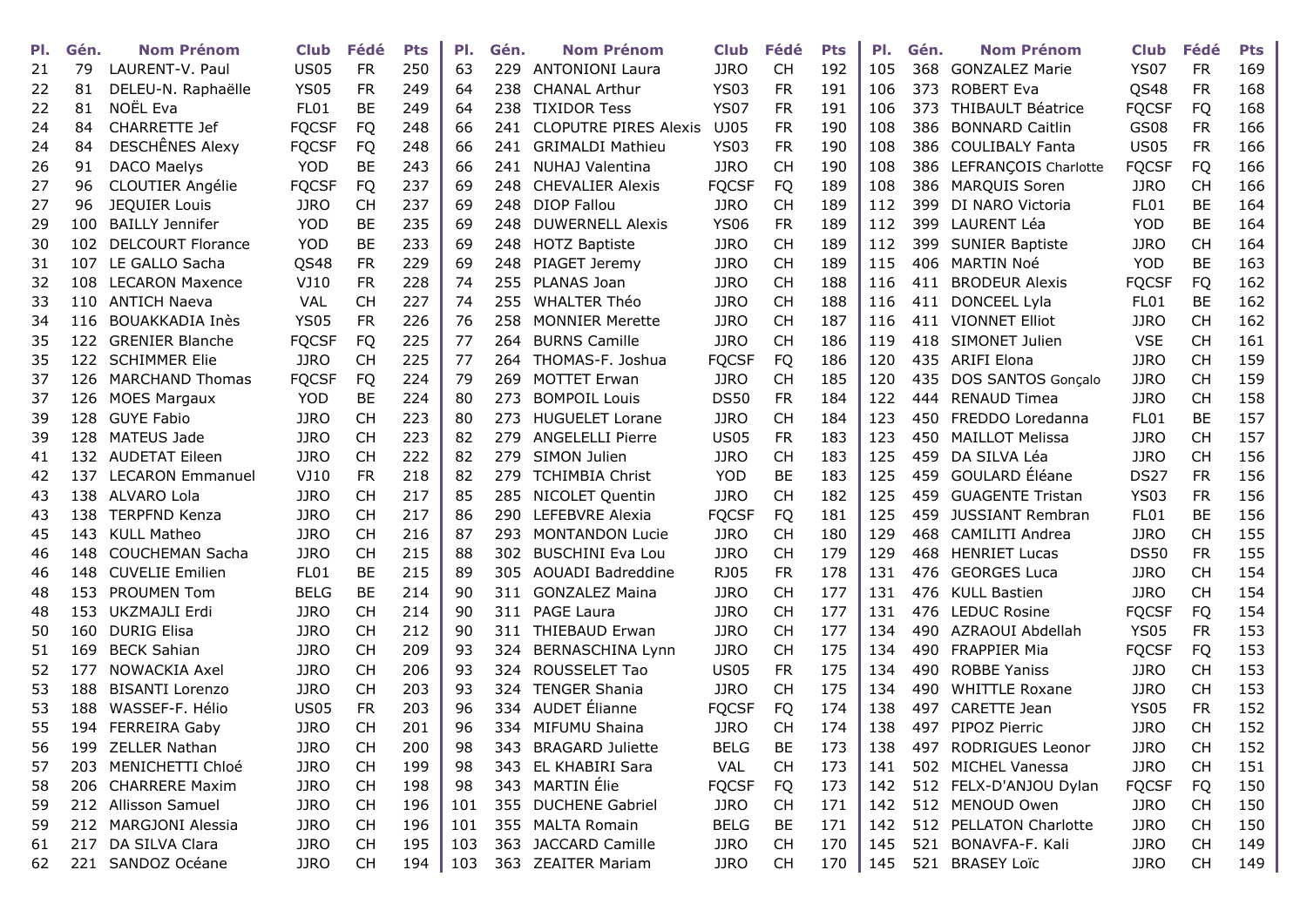| Pl. | Gén. | Nom Prénom | Club | Fédé | Pts |
|---|---|---|---|---|---|
| 21 | 79 | LAURENT-V. Paul | US05 | FR | 250 |
| 22 | 81 | DELEU-N. Raphaëlle | YS05 | FR | 249 |
| 22 | 81 | NOËL Eva | FL01 | BE | 249 |
| 24 | 84 | CHARRETTE Jef | FQCSF | FQ | 248 |
| 24 | 84 | DESCHÊNES Alexy | FQCSF | FQ | 248 |
| 26 | 91 | DACO Maelys | YOD | BE | 243 |
| 27 | 96 | CLOUTIER Angélie | FQCSF | FQ | 237 |
| 27 | 96 | JEQUIER Louis | JJRO | CH | 237 |
| 29 | 100 | BAILLY Jennifer | YOD | BE | 235 |
| 30 | 102 | DELCOURT Florance | YOD | BE | 233 |
| 31 | 107 | LE GALLO Sacha | QS48 | FR | 229 |
| 32 | 108 | LECARON Maxence | VJ10 | FR | 228 |
| 33 | 110 | ANTICH Naeva | VAL | CH | 227 |
| 34 | 116 | BOUAKKADIA Inès | YS05 | FR | 226 |
| 35 | 122 | GRENIER Blanche | FQCSF | FQ | 225 |
| 35 | 122 | SCHIMMER Elie | JJRO | CH | 225 |
| 37 | 126 | MARCHAND Thomas | FQCSF | FQ | 224 |
| 37 | 126 | MOES Margaux | YOD | BE | 224 |
| 39 | 128 | GUYE Fabio | JJRO | CH | 223 |
| 39 | 128 | MATEUS Jade | JJRO | CH | 223 |
| 41 | 132 | AUDETAT Eileen | JJRO | CH | 222 |
| 42 | 137 | LECARON Emmanuel | VJ10 | FR | 218 |
| 43 | 138 | ALVARO Lola | JJRO | CH | 217 |
| 43 | 138 | TERPFND Kenza | JJRO | CH | 217 |
| 45 | 143 | KULL Matheo | JJRO | CH | 216 |
| 46 | 148 | COUCHEMAN Sacha | JJRO | CH | 215 |
| 46 | 148 | CUVELIE Emilien | FL01 | BE | 215 |
| 48 | 153 | PROUMEN Tom | BELG | BE | 214 |
| 48 | 153 | UKZMAJLI Erdi | JJRO | CH | 214 |
| 50 | 160 | DURIG Elisa | JJRO | CH | 212 |
| 51 | 169 | BECK Sahian | JJRO | CH | 209 |
| 52 | 177 | NOWACKIA Axel | JJRO | CH | 206 |
| 53 | 188 | BISANTI Lorenzo | JJRO | CH | 203 |
| 53 | 188 | WASSEF-F. Hélio | US05 | FR | 203 |
| 55 | 194 | FERREIRA Gaby | JJRO | CH | 201 |
| 56 | 199 | ZELLER Nathan | JJRO | CH | 200 |
| 57 | 203 | MENICHETTI Chloé | JJRO | CH | 199 |
| 58 | 206 | CHARRERE Maxim | JJRO | CH | 198 |
| 59 | 212 | Allisson Samuel | JJRO | CH | 196 |
| 59 | 212 | MARGJONI Alessia | JJRO | CH | 196 |
| 61 | 217 | DA SILVA Clara | JJRO | CH | 195 |
| 62 | 221 | SANDOZ Océane | JJRO | CH | 194 |
| 63 | 229 | ANTONIONI Laura | JJRO | CH | 192 |
| 64 | 238 | CHANAL Arthur | YS03 | FR | 191 |
| 64 | 238 | TIXIDOR Tess | YS07 | FR | 191 |
| 66 | 241 | CLOPUTRE PIRES Alexis | UJ05 | FR | 190 |
| 66 | 241 | GRIMALDI Mathieu | YS03 | FR | 190 |
| 66 | 241 | NUHAJ Valentina | JJRO | CH | 190 |
| 69 | 248 | CHEVALIER Alexis | FQCSF | FQ | 189 |
| 69 | 248 | DIOP Fallou | JJRO | CH | 189 |
| 69 | 248 | DUWERNELL Alexis | YS06 | FR | 189 |
| 69 | 248 | HOTZ Baptiste | JJRO | CH | 189 |
| 69 | 248 | PIAGET Jeremy | JJRO | CH | 189 |
| 74 | 255 | PLANAS Joan | JJRO | CH | 188 |
| 74 | 255 | WHALTER Théo | JJRO | CH | 188 |
| 76 | 258 | MONNIER Merette | JJRO | CH | 187 |
| 77 | 264 | BURNS Camille | JJRO | CH | 186 |
| 77 | 264 | THOMAS-F. Joshua | FQCSF | FQ | 186 |
| 79 | 269 | MOTTET Erwan | JJRO | CH | 185 |
| 80 | 273 | BOMPOIL Louis | DS50 | FR | 184 |
| 80 | 273 | HUGUELET Lorane | JJRO | CH | 184 |
| 82 | 279 | ANGELELLI Pierre | US05 | FR | 183 |
| 82 | 279 | SIMON Julien | JJRO | CH | 183 |
| 82 | 279 | TCHIMBIA Christ | YOD | BE | 183 |
| 85 | 285 | NICOLET Quentin | JJRO | CH | 182 |
| 86 | 290 | LEFEBVRE Alexia | FQCSF | FQ | 181 |
| 87 | 293 | MONTANDON Lucie | JJRO | CH | 180 |
| 88 | 302 | BUSCHINI Eva Lou | JJRO | CH | 179 |
| 89 | 305 | AOUADI Badreddine | RJ05 | FR | 178 |
| 90 | 311 | GONZALEZ Maina | JJRO | CH | 177 |
| 90 | 311 | PAGE Laura | JJRO | CH | 177 |
| 90 | 311 | THIEBAUD Erwan | JJRO | CH | 177 |
| 93 | 324 | BERNASCHINA Lynn | JJRO | CH | 175 |
| 93 | 324 | ROUSSELET Tao | US05 | FR | 175 |
| 93 | 324 | TENGER Shania | JJRO | CH | 175 |
| 96 | 334 | AUDET Élianne | FQCSF | FQ | 174 |
| 96 | 334 | MIFUMU Shaina | JJRO | CH | 174 |
| 98 | 343 | BRAGARD Juliette | BELG | BE | 173 |
| 98 | 343 | EL KHABIRI Sara | VAL | CH | 173 |
| 98 | 343 | MARTIN Élie | FQCSF | FQ | 173 |
| 101 | 355 | DUCHENE Gabriel | JJRO | CH | 171 |
| 101 | 355 | MALTA Romain | BELG | BE | 171 |
| 103 | 363 | JACCARD Camille | JJRO | CH | 170 |
| 103 | 363 | ZEAITER Mariam | JJRO | CH | 170 |
| 105 | 368 | GONZALEZ Marie | YS07 | FR | 169 |
| 106 | 373 | ROBERT Eva | QS48 | FR | 168 |
| 106 | 373 | THIBAULT Béatrice | FQCSF | FQ | 168 |
| 108 | 386 | BONNARD Caitlin | GS08 | FR | 166 |
| 108 | 386 | COULIBALY Fanta | US05 | FR | 166 |
| 108 | 386 | LEFRANÇOIS Charlotte | FQCSF | FQ | 166 |
| 108 | 386 | MARQUIS Soren | JJRO | CH | 166 |
| 112 | 399 | DI NARO Victoria | FL01 | BE | 164 |
| 112 | 399 | LAURENT Léa | YOD | BE | 164 |
| 112 | 399 | SUNIER Baptiste | JJRO | CH | 164 |
| 115 | 406 | MARTIN Noé | YOD | BE | 163 |
| 116 | 411 | BRODEUR Alexis | FQCSF | FQ | 162 |
| 116 | 411 | DONCEEL Lyla | FL01 | BE | 162 |
| 116 | 411 | VIONNET Elliot | JJRO | CH | 162 |
| 119 | 418 | SIMONET Julien | VSE | CH | 161 |
| 120 | 435 | ARIFI Elona | JJRO | CH | 159 |
| 120 | 435 | DOS SANTOS Gonçalo | JJRO | CH | 159 |
| 122 | 444 | RENAUD Timea | JJRO | CH | 158 |
| 123 | 450 | FREDDO Loredanna | FL01 | BE | 157 |
| 123 | 450 | MAILLOT Melissa | JJRO | CH | 157 |
| 125 | 459 | DA SILVA Léa | JJRO | CH | 156 |
| 125 | 459 | GOULARD Éléane | DS27 | FR | 156 |
| 125 | 459 | GUAGENTE Tristan | YS03 | FR | 156 |
| 125 | 459 | JUSSIANT Rembran | FL01 | BE | 156 |
| 129 | 468 | CAMILITI Andrea | JJRO | CH | 155 |
| 129 | 468 | HENRIET Lucas | DS50 | FR | 155 |
| 131 | 476 | GEORGES Luca | JJRO | CH | 154 |
| 131 | 476 | KULL Bastien | JJRO | CH | 154 |
| 131 | 476 | LEDUC Rosine | FQCSF | FQ | 154 |
| 134 | 490 | AZRAOUI Abdellah | YS05 | FR | 153 |
| 134 | 490 | FRAPPIER Mia | FQCSF | FQ | 153 |
| 134 | 490 | ROBBE Yaniss | JJRO | CH | 153 |
| 134 | 490 | WHITTLE Roxane | JJRO | CH | 153 |
| 138 | 497 | CARETTE Jean | YS05 | FR | 152 |
| 138 | 497 | PIPOZ Pierric | JJRO | CH | 152 |
| 138 | 497 | RODRIGUES Leonor | JJRO | CH | 152 |
| 141 | 502 | MICHEL Vanessa | JJRO | CH | 151 |
| 142 | 512 | FELX-D'ANJOU Dylan | FQCSF | FQ | 150 |
| 142 | 512 | MENOUD Owen | JJRO | CH | 150 |
| 142 | 512 | PELLATON Charlotte | JJRO | CH | 150 |
| 145 | 521 | BONAVFA-F. Kali | JJRO | CH | 149 |
| 145 | 521 | BRASEY Loïc | JJRO | CH | 149 |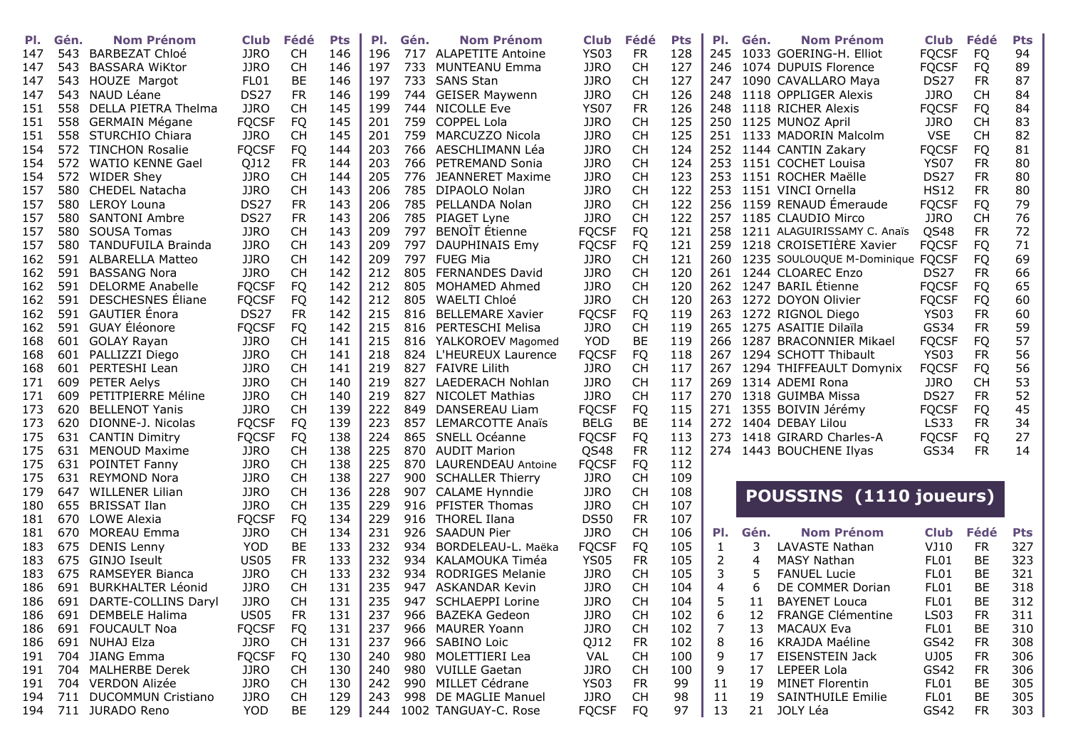| Pl. | Gén. | Nom Prénom | Club | Fédé | Pts |
|---|---|---|---|---|---|
| 147 | 543 | BARBEZAT Chloé | JJRO | CH | 146 |
| 147 | 543 | BASSARA WiKtor | JJRO | CH | 146 |
| 147 | 543 | HOUZE Margot | FL01 | BE | 146 |
| 147 | 543 | NAUD Léane | DS27 | FR | 146 |
| 151 | 558 | DELLA PIETRA Thelma | JJRO | CH | 145 |
| 151 | 558 | GERMAIN Mégane | FQCSF | FQ | 145 |
| 151 | 558 | STURCHIO Chiara | JJRO | CH | 145 |
| 154 | 572 | TINCHON Rosalie | FQCSF | FQ | 144 |
| 154 | 572 | WATIO KENNE Gael | QJ12 | FR | 144 |
| 154 | 572 | WIDER Shey | JJRO | CH | 144 |
| 157 | 580 | CHEDEL Natacha | JJRO | CH | 143 |
| 157 | 580 | LEROY Louna | DS27 | FR | 143 |
| 157 | 580 | SANTONI Ambre | DS27 | FR | 143 |
| 157 | 580 | SOUSA Tomas | JJRO | CH | 143 |
| 157 | 580 | TANDUFUILA Brainda | JJRO | CH | 143 |
| 162 | 591 | ALBARELLA Matteo | JJRO | CH | 142 |
| 162 | 591 | BASSANG Nora | JJRO | CH | 142 |
| 162 | 591 | DELORME Anabelle | FQCSF | FQ | 142 |
| 162 | 591 | DESCHESNES Éliane | FQCSF | FQ | 142 |
| 162 | 591 | GAUTIER Énora | DS27 | FR | 142 |
| 162 | 591 | GUAY Éléonore | FQCSF | FQ | 142 |
| 168 | 601 | GOLAY Rayan | JJRO | CH | 141 |
| 168 | 601 | PALLIZZI Diego | JJRO | CH | 141 |
| 168 | 601 | PERTESHI Lean | JJRO | CH | 141 |
| 171 | 609 | PETER Aelys | JJRO | CH | 140 |
| 171 | 609 | PETITPIERRE Méline | JJRO | CH | 140 |
| 173 | 620 | BELLENOT Yanis | JJRO | CH | 139 |
| 173 | 620 | DIONNE-J. Nicolas | FQCSF | FQ | 139 |
| 175 | 631 | CANTIN Dimitry | FQCSF | FQ | 138 |
| 175 | 631 | MENOUD Maxime | JJRO | CH | 138 |
| 175 | 631 | POINTET Fanny | JJRO | CH | 138 |
| 175 | 631 | REYMOND Nora | JJRO | CH | 138 |
| 179 | 647 | WILLENER Lilian | JJRO | CH | 136 |
| 180 | 655 | BRISSAT Ilan | JJRO | CH | 135 |
| 181 | 670 | LOWE Alexia | FQCSF | FQ | 134 |
| 181 | 670 | MOREAU Emma | JJRO | CH | 134 |
| 183 | 675 | DENIS Lenny | YOD | BE | 133 |
| 183 | 675 | GINJO Iseult | US05 | FR | 133 |
| 183 | 675 | RAMSEYER Bianca | JJRO | CH | 133 |
| 186 | 691 | BURKHALTER Léonid | JJRO | CH | 131 |
| 186 | 691 | DARTE-COLLINS Daryl | JJRO | CH | 131 |
| 186 | 691 | DEMBELE Halima | US05 | FR | 131 |
| 186 | 691 | FOUCAULT Noa | FQCSF | FQ | 131 |
| 186 | 691 | NUHAJ Elza | JJRO | CH | 131 |
| 191 | 704 | JIANG Emma | FQCSF | FQ | 130 |
| 191 | 704 | MALHERBE Derek | JJRO | CH | 130 |
| 191 | 704 | VERDON Alizée | JJRO | CH | 130 |
| 194 | 711 | DUCOMMUN Cristiano | JJRO | CH | 129 |
| 194 | 711 | JURADO Reno | YOD | BE | 129 |
| 196 | 717 | ALAPETITE Antoine | YS03 | FR | 128 |
| 197 | 733 | MUNTEANU Emma | JJRO | CH | 127 |
| 197 | 733 | SANS Stan | JJRO | CH | 127 |
| 199 | 744 | GEISER Maywenn | JJRO | CH | 126 |
| 199 | 744 | NICOLLE Eve | YS07 | FR | 126 |
| 201 | 759 | COPPEL Lola | JJRO | CH | 125 |
| 201 | 759 | MARCUZZO Nicola | JJRO | CH | 125 |
| 203 | 766 | AESCHLIMANN Léa | JJRO | CH | 124 |
| 203 | 766 | PETREMAND Sonia | JJRO | CH | 124 |
| 205 | 776 | JEANNERET Maxime | JJRO | CH | 123 |
| 206 | 785 | DIPAOLO Nolan | JJRO | CH | 122 |
| 206 | 785 | PELLANDA Nolan | JJRO | CH | 122 |
| 206 | 785 | PIAGET Lyne | JJRO | CH | 122 |
| 209 | 797 | BENOÎT Étienne | FQCSF | FQ | 121 |
| 209 | 797 | DAUPHINAIS Emy | FQCSF | FQ | 121 |
| 209 | 797 | FUEG Mia | JJRO | CH | 121 |
| 212 | 805 | FERNANDES David | JJRO | CH | 120 |
| 212 | 805 | MOHAMED Ahmed | JJRO | CH | 120 |
| 212 | 805 | WAELTI Chloé | JJRO | CH | 120 |
| 215 | 816 | BELLEMARE Xavier | FQCSF | FQ | 119 |
| 215 | 816 | PERTESCHI Melisa | JJRO | CH | 119 |
| 215 | 816 | YALKOROEV Magomed | YOD | BE | 119 |
| 218 | 824 | L'HEUREUX Laurence | FQCSF | FQ | 118 |
| 219 | 827 | FAIVRE Lilith | JJRO | CH | 117 |
| 219 | 827 | LAEDERACH Nohlan | JJRO | CH | 117 |
| 219 | 827 | NICOLET Mathias | JJRO | CH | 117 |
| 222 | 849 | DANSEREAU Liam | FQCSF | FQ | 115 |
| 223 | 857 | LEMARCOTTE Anaïs | BELG | BE | 114 |
| 224 | 865 | SNELL Océanne | FQCSF | FQ | 113 |
| 225 | 870 | AUDIT Marion | QS48 | FR | 112 |
| 225 | 870 | LAURENDEAU Antoine | FQCSF | FQ | 112 |
| 227 | 900 | SCHALLER Thierry | JJRO | CH | 109 |
| 228 | 907 | CALAME Hynndie | JJRO | CH | 108 |
| 229 | 916 | PFISTER Thomas | JJRO | CH | 107 |
| 229 | 916 | THOREL Ilana | DS50 | FR | 107 |
| 231 | 926 | SAADUN Pier | JJRO | CH | 106 |
| 232 | 934 | BORDELEAU-L. Maëka | FQCSF | FQ | 105 |
| 232 | 934 | KALAMOUKA Timéa | YS05 | FR | 105 |
| 232 | 934 | RODRIGES Melanie | JJRO | CH | 105 |
| 235 | 947 | ASKANDAR Kevin | JJRO | CH | 104 |
| 235 | 947 | SCHLAEPPI Lorine | JJRO | CH | 104 |
| 237 | 966 | BAZEKA Gedeon | JJRO | CH | 102 |
| 237 | 966 | MAURER Yoann | JJRO | CH | 102 |
| 237 | 966 | SABINO Loic | QJ12 | FR | 102 |
| 240 | 980 | MOLETTIERI Lea | VAL | CH | 100 |
| 240 | 980 | VUILLE Gaetan | JJRO | CH | 100 |
| 242 | 990 | MILLET Cédrane | YS03 | FR | 99 |
| 243 | 998 | DE MAGLIE Manuel | JJRO | CH | 98 |
| 244 | 1002 | TANGUAY-C. Rose | FQCSF | FQ | 97 |
| 245 | 1033 | GOERING-H. Elliot | FQCSF | FQ | 94 |
| 246 | 1074 | DUPUIS Florence | FQCSF | FQ | 89 |
| 247 | 1090 | CAVALLARO Maya | DS27 | FR | 87 |
| 248 | 1118 | OPPLIGER Alexis | JJRO | CH | 84 |
| 248 | 1118 | RICHER Alexis | FQCSF | FQ | 84 |
| 250 | 1125 | MUNOZ April | JJRO | CH | 83 |
| 251 | 1133 | MADORIN Malcolm | VSE | CH | 82 |
| 252 | 1144 | CANTIN Zakary | FQCSF | FQ | 81 |
| 253 | 1151 | COCHET Louisa | YS07 | FR | 80 |
| 253 | 1151 | ROCHER Maëlle | DS27 | FR | 80 |
| 253 | 1151 | VINCI Ornella | HS12 | FR | 80 |
| 256 | 1159 | RENAUD Émeraude | FQCSF | FQ | 79 |
| 257 | 1185 | CLAUDIO Mirco | JJRO | CH | 76 |
| 258 | 1211 | ALAGUIRISSAMY C. Anaïs | QS48 | FR | 72 |
| 259 | 1218 | CROISETIÈRE Xavier | FQCSF | FQ | 71 |
| 260 | 1235 | SOULOUQUE M-Dominique | FQCSF | FQ | 69 |
| 261 | 1244 | CLOAREC Enzo | DS27 | FR | 66 |
| 262 | 1247 | BARIL Étienne | FQCSF | FQ | 65 |
| 263 | 1272 | DOYON Olivier | FQCSF | FQ | 60 |
| 263 | 1272 | RIGNOL Diego | YS03 | FR | 60 |
| 265 | 1275 | ASAITIE Dilaïla | GS34 | FR | 59 |
| 266 | 1287 | BRACONNIER Mikael | FQCSF | FQ | 57 |
| 267 | 1294 | SCHOTT Thibault | YS03 | FR | 56 |
| 267 | 1294 | THIFFEAULT Domynix | FQCSF | FQ | 56 |
| 269 | 1314 | ADEMI Rona | JJRO | CH | 53 |
| 270 | 1318 | GUIMBA Missa | DS27 | FR | 52 |
| 271 | 1355 | BOIVIN Jérémy | FQCSF | FQ | 45 |
| 272 | 1404 | DEBAY Lilou | LS33 | FR | 34 |
| 273 | 1418 | GIRARD Charles-A | FQCSF | FQ | 27 |
| 274 | 1443 | BOUCHENE Ilyas | GS34 | FR | 14 |

## POUSSINS (1110 joueurs)

| Pl. | Gén. | Nom Prénom | Club | Fédé | Pts |
|---|---|---|---|---|---|
| 1 | 3 | LAVASTE Nathan | VJ10 | FR | 327 |
| 2 | 4 | MASY Nathan | FL01 | BE | 323 |
| 3 | 5 | FANUEL Lucie | FL01 | BE | 321 |
| 4 | 6 | DE COMMER Dorian | FL01 | BE | 318 |
| 5 | 11 | BAYENET Louca | FL01 | BE | 312 |
| 6 | 12 | FRANGE Clémentine | LS03 | FR | 311 |
| 7 | 13 | MACAUX Eva | FL01 | BE | 310 |
| 8 | 16 | KRAJDA Maéline | GS42 | FR | 308 |
| 9 | 17 | EISENSTEIN Jack | UJ05 | FR | 306 |
| 9 | 17 | LEPEER Lola | GS42 | FR | 306 |
| 11 | 19 | MINET Florentin | FL01 | BE | 305 |
| 11 | 19 | SAINTHUILE Emilie | FL01 | BE | 305 |
| 13 | 21 | JOLY Léa | GS42 | FR | 303 |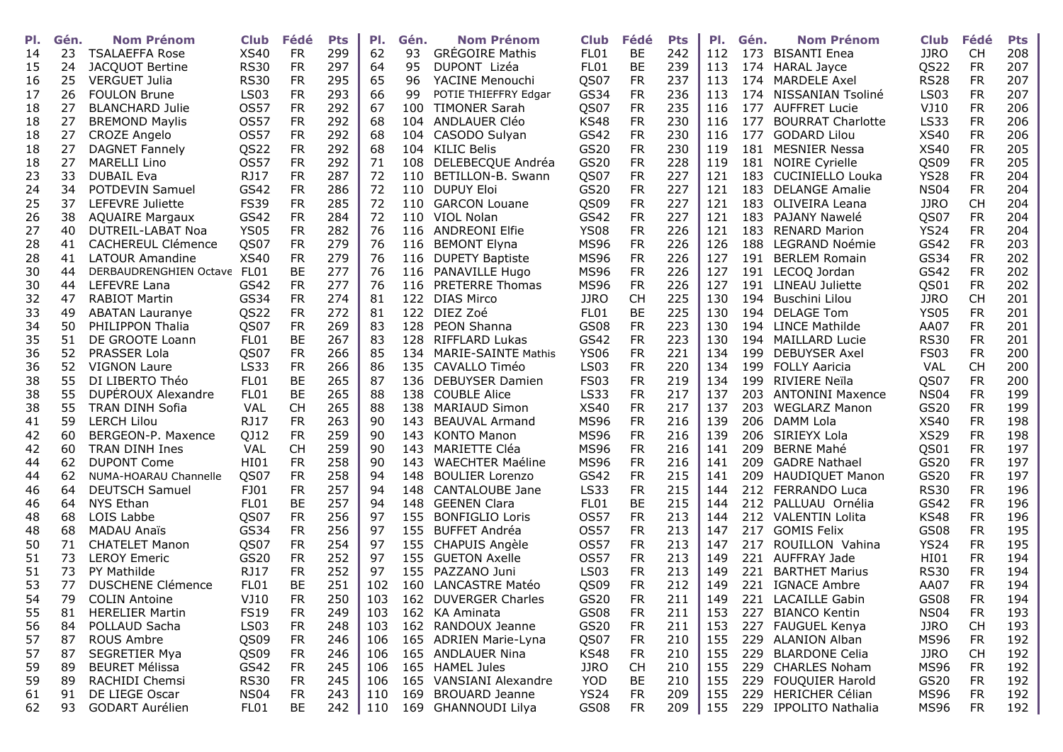| Pl. | Gén. | Nom Prénom | Club | Fédé | Pts |
|---|---|---|---|---|---|
| 14 | 23 | TSALAEFFA Rose | XS40 | FR | 299 |
| 15 | 24 | JACQUOT Bertine | RS30 | FR | 297 |
| 16 | 25 | VERGUET Julia | RS30 | FR | 295 |
| 17 | 26 | FOULON Brune | LS03 | FR | 293 |
| 18 | 27 | BLANCHARD Julie | OS57 | FR | 292 |
| 18 | 27 | BREMOND Maylis | OS57 | FR | 292 |
| 18 | 27 | CROZE Angelo | OS57 | FR | 292 |
| 18 | 27 | DAGNET Fannely | QS22 | FR | 292 |
| 18 | 27 | MARELLI Lino | OS57 | FR | 292 |
| 23 | 33 | DUBAIL Eva | RJ17 | FR | 287 |
| 24 | 34 | POTDEVIN Samuel | GS42 | FR | 286 |
| 25 | 37 | LEFEVRE Juliette | FS39 | FR | 285 |
| 26 | 38 | AQUAIRE Margaux | GS42 | FR | 284 |
| 27 | 40 | DUTREIL-LABAT Noa | YS05 | FR | 282 |
| 28 | 41 | CACHEREUL Clémence | QS07 | FR | 279 |
| 28 | 41 | LATOUR Amandine | XS40 | FR | 279 |
| 30 | 44 | DERBAUDRENGHIEN Octave | FL01 | BE | 277 |
| 30 | 44 | LEFEVRE Lana | GS42 | FR | 277 |
| 32 | 47 | RABIOT Martin | GS34 | FR | 274 |
| 33 | 49 | ABATAN Lauranye | QS22 | FR | 272 |
| 34 | 50 | PHILIPPON Thalia | QS07 | FR | 269 |
| 35 | 51 | DE GROOTE Loann | FL01 | BE | 267 |
| 36 | 52 | PRASSER Lola | QS07 | FR | 266 |
| 36 | 52 | VIGNON Laure | LS33 | FR | 266 |
| 38 | 55 | DI LIBERTO Théo | FL01 | BE | 265 |
| 38 | 55 | DUPÉROUX Alexandre | FL01 | BE | 265 |
| 38 | 55 | TRAN DINH Sofia | VAL | CH | 265 |
| 41 | 59 | LERCH Lilou | RJ17 | FR | 263 |
| 42 | 60 | BERGEON-P. Maxence | QJ12 | FR | 259 |
| 42 | 60 | TRAN DINH Ines | VAL | CH | 259 |
| 44 | 62 | DUPONT Come | HI01 | FR | 258 |
| 44 | 62 | NUMA-HOARAU Channelle | QS07 | FR | 258 |
| 46 | 64 | DEUTSCH Samuel | FJ01 | FR | 257 |
| 46 | 64 | NYS Ethan | FL01 | BE | 257 |
| 48 | 68 | LOIS Labbe | QS07 | FR | 256 |
| 48 | 68 | MADAU Anaïs | GS34 | FR | 256 |
| 50 | 71 | CHATELET Manon | QS07 | FR | 254 |
| 51 | 73 | LEROY Emeric | GS20 | FR | 252 |
| 51 | 73 | PY Mathilde | RJ17 | FR | 252 |
| 53 | 77 | DUSCHENE Clémence | FL01 | BE | 251 |
| 54 | 79 | COLIN Antoine | VJ10 | FR | 250 |
| 55 | 81 | HERELIER Martin | FS19 | FR | 249 |
| 56 | 84 | POLLAUD Sacha | LS03 | FR | 248 |
| 57 | 87 | ROUS Ambre | QS09 | FR | 246 |
| 57 | 87 | SEGRETIER Mya | QS09 | FR | 246 |
| 59 | 89 | BEURET Mélissa | GS42 | FR | 245 |
| 59 | 89 | RACHIDI Chemsi | RS30 | FR | 245 |
| 61 | 91 | DE LIEGE Oscar | NS04 | FR | 243 |
| 62 | 93 | GODART Aurélien | FL01 | BE | 242 |
| 62 | 93 | GRÉGOIRE Mathis | FL01 | BE | 242 |
| 64 | 95 | DUPONT Lizéa | FL01 | BE | 239 |
| 65 | 96 | YACINE Menouchi | QS07 | FR | 237 |
| 66 | 99 | POTIE THIEFFRY Edgar | GS34 | FR | 236 |
| 67 | 100 | TIMONER Sarah | QS07 | FR | 235 |
| 68 | 104 | ANDLAUER Cléo | KS48 | FR | 230 |
| 68 | 104 | CASODO Sulyan | GS42 | FR | 230 |
| 68 | 104 | KILIC Belis | GS20 | FR | 230 |
| 71 | 108 | DELEBECQUE Andréa | GS20 | FR | 228 |
| 72 | 110 | BETILLON-B. Swann | QS07 | FR | 227 |
| 72 | 110 | DUPUY Eloi | GS20 | FR | 227 |
| 72 | 110 | GARCON Louane | QS09 | FR | 227 |
| 72 | 110 | VIOL Nolan | GS42 | FR | 227 |
| 76 | 116 | ANDREONI Elfie | YS08 | FR | 226 |
| 76 | 116 | BEMONT Elyna | MS96 | FR | 226 |
| 76 | 116 | DUPETY Baptiste | MS96 | FR | 226 |
| 76 | 116 | PANAVILLE Hugo | MS96 | FR | 226 |
| 76 | 116 | PRETERRE Thomas | MS96 | FR | 226 |
| 81 | 122 | DIAS Mirco | JJRO | CH | 225 |
| 81 | 122 | DIEZ Zoé | FL01 | BE | 225 |
| 83 | 128 | PEON Shanna | GS08 | FR | 223 |
| 83 | 128 | RIFFLARD Lukas | GS42 | FR | 223 |
| 85 | 134 | MARIE-SAINTE Mathis | YS06 | FR | 221 |
| 86 | 135 | CAVALLO Timéo | LS03 | FR | 220 |
| 87 | 136 | DEBUYSER Damien | FS03 | FR | 219 |
| 88 | 138 | COUBLE Alice | LS33 | FR | 217 |
| 88 | 138 | MARIAUD Simon | XS40 | FR | 217 |
| 90 | 143 | BEAUVAL Armand | MS96 | FR | 216 |
| 90 | 143 | KONTO Manon | MS96 | FR | 216 |
| 90 | 143 | MARIETTE Cléa | MS96 | FR | 216 |
| 90 | 143 | WAECHTER Maéline | MS96 | FR | 216 |
| 94 | 148 | BOULIER Lorenzo | GS42 | FR | 215 |
| 94 | 148 | CANTALOUBE Jane | LS33 | FR | 215 |
| 94 | 148 | GEENEN Clara | FL01 | BE | 215 |
| 97 | 155 | BONFIGLIO Loris | OS57 | FR | 213 |
| 97 | 155 | BUFFET Andréa | OS57 | FR | 213 |
| 97 | 155 | CHAPUIS Angèle | OS57 | FR | 213 |
| 97 | 155 | GUETON Axelle | OS57 | FR | 213 |
| 97 | 155 | PAZZANO Juni | LS03 | FR | 213 |
| 102 | 160 | LANCASTRE Matéo | QS09 | FR | 212 |
| 103 | 162 | DUVERGER Charles | GS20 | FR | 211 |
| 103 | 162 | KA Aminata | GS08 | FR | 211 |
| 103 | 162 | RANDOUX Jeanne | GS20 | FR | 211 |
| 106 | 165 | ADRIEN Marie-Lyna | QS07 | FR | 210 |
| 106 | 165 | ANDLAUER Nina | KS48 | FR | 210 |
| 106 | 165 | HAMEL Jules | JJRO | CH | 210 |
| 106 | 165 | VANSIANI Alexandre | YOD | BE | 210 |
| 110 | 169 | BROUARD Jeanne | YS24 | FR | 209 |
| 110 | 169 | GHANNOUDI Lilya | GS08 | FR | 209 |
| 112 | 173 | BISANTI Enea | JJRO | CH | 208 |
| 113 | 174 | HARAL Jayce | QS22 | FR | 207 |
| 113 | 174 | MARDELE Axel | RS28 | FR | 207 |
| 113 | 174 | NISSANIAN Tsoliné | LS03 | FR | 207 |
| 116 | 177 | AUFFRET Lucie | VJ10 | FR | 206 |
| 116 | 177 | BOURRAT Charlotte | LS33 | FR | 206 |
| 116 | 177 | GODARD Lilou | XS40 | FR | 206 |
| 119 | 181 | MESNIER Nessa | XS40 | FR | 205 |
| 119 | 181 | NOIRE Cyrielle | QS09 | FR | 205 |
| 121 | 183 | CUCINIELLO Louka | YS28 | FR | 204 |
| 121 | 183 | DELANGE Amalie | NS04 | FR | 204 |
| 121 | 183 | OLIVEIRA Leana | JJRO | CH | 204 |
| 121 | 183 | PAJANY Nawelé | QS07 | FR | 204 |
| 121 | 183 | RENARD Marion | YS24 | FR | 204 |
| 126 | 188 | LEGRAND Noémie | GS42 | FR | 203 |
| 127 | 191 | BERLEM Romain | GS34 | FR | 202 |
| 127 | 191 | LECOQ Jordan | GS42 | FR | 202 |
| 127 | 191 | LINEAU Juliette | QS01 | FR | 202 |
| 130 | 194 | Buschini Lilou | JJRO | CH | 201 |
| 130 | 194 | DELAGE Tom | YS05 | FR | 201 |
| 130 | 194 | LINCE Mathilde | AA07 | FR | 201 |
| 130 | 194 | MAILLARD Lucie | RS30 | FR | 201 |
| 134 | 199 | DEBUYSER Axel | FS03 | FR | 200 |
| 134 | 199 | FOLLY Aaricia | VAL | CH | 200 |
| 134 | 199 | RIVIERE Neïla | QS07 | FR | 200 |
| 137 | 203 | ANTONINI Maxence | NS04 | FR | 199 |
| 137 | 203 | WEGLARZ Manon | GS20 | FR | 199 |
| 139 | 206 | DAMM Lola | XS40 | FR | 198 |
| 139 | 206 | SIRIEYX Lola | XS29 | FR | 198 |
| 141 | 209 | BERNE Mahé | QS01 | FR | 197 |
| 141 | 209 | GADRE Nathael | GS20 | FR | 197 |
| 141 | 209 | HAUDIQUET Manon | GS20 | FR | 197 |
| 144 | 212 | FERRANDO Luca | RS30 | FR | 196 |
| 144 | 212 | PALLUAU Ornélia | GS42 | FR | 196 |
| 144 | 212 | VALENTIN Lolita | KS48 | FR | 196 |
| 147 | 217 | GOMIS Felix | GS08 | FR | 195 |
| 147 | 217 | ROUILLON Vahina | YS24 | FR | 195 |
| 149 | 221 | AUFFRAY Jade | HI01 | FR | 194 |
| 149 | 221 | BARTHET Marius | RS30 | FR | 194 |
| 149 | 221 | IGNACE Ambre | AA07 | FR | 194 |
| 149 | 221 | LACAILLE Gabin | GS08 | FR | 194 |
| 153 | 227 | BIANCO Kentin | NS04 | FR | 193 |
| 153 | 227 | FAUGUEL Kenya | JJRO | CH | 193 |
| 155 | 229 | ALANION Alban | MS96 | FR | 192 |
| 155 | 229 | BLARDONE Celia | JJRO | CH | 192 |
| 155 | 229 | CHARLES Noham | MS96 | FR | 192 |
| 155 | 229 | FOUQUIER Harold | GS20 | FR | 192 |
| 155 | 229 | HERICHER Célian | MS96 | FR | 192 |
| 155 | 229 | IPPOLITO Nathalia | MS96 | FR | 192 |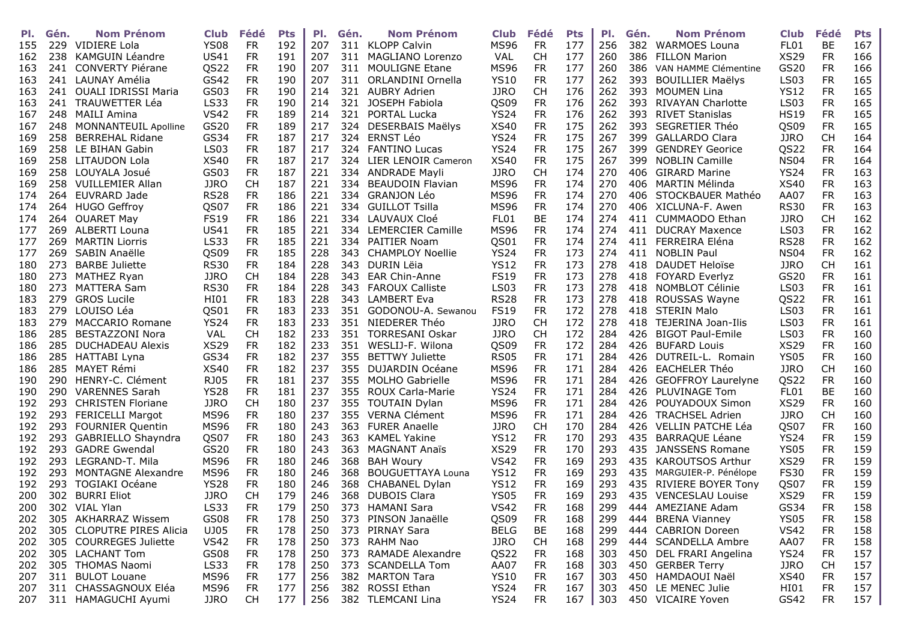| Pl. | Gén. | Nom Prénom | Club | Fédé | Pts |
|---|---|---|---|---|---|
| 155 | 229 | VIDIERE Lola | YS08 | FR | 192 |
| 162 | 238 | KAMGUIN Léandre | US41 | FR | 191 |
| 163 | 241 | CONVERTY Piérane | QS22 | FR | 190 |
| 163 | 241 | LAUNAY Amélia | GS42 | FR | 190 |
| 163 | 241 | OUALI IDRISSI Maria | GS03 | FR | 190 |
| 163 | 241 | TRAUWETTER Léa | LS33 | FR | 190 |
| 167 | 248 | MAILI Amina | VS42 | FR | 189 |
| 167 | 248 | MONNANTEUIL Apolline | GS20 | FR | 189 |
| 169 | 258 | BERREHAL Ridane | GS34 | FR | 187 |
| 169 | 258 | LE BIHAN Gabin | LS03 | FR | 187 |
| 169 | 258 | LITAUDON Lola | XS40 | FR | 187 |
| 169 | 258 | LOUYALA Josué | GS03 | FR | 187 |
| 169 | 258 | VUILLEMIER Allan | JJRO | CH | 187 |
| 174 | 264 | EUVRARD Jade | RS28 | FR | 186 |
| 174 | 264 | HUGO Geffroy | QS07 | FR | 186 |
| 174 | 264 | OUARET May | FS19 | FR | 186 |
| 177 | 269 | ALBERTI Louna | US41 | FR | 185 |
| 177 | 269 | MARTIN Liorris | LS33 | FR | 185 |
| 177 | 269 | SABIN Anaëlle | QS09 | FR | 185 |
| 180 | 273 | BARBE Juliette | RS30 | FR | 184 |
| 180 | 273 | MATHEZ Ryan | JJRO | CH | 184 |
| 180 | 273 | MATTERA Sam | RS30 | FR | 184 |
| 183 | 279 | GROS Lucile | HI01 | FR | 183 |
| 183 | 279 | LOUISO Léa | QS01 | FR | 183 |
| 183 | 279 | MACCARIO Romane | YS24 | FR | 183 |
| 186 | 285 | BESTAZZONI Nora | VAL | CH | 182 |
| 186 | 285 | DUCHADEAU Alexis | XS29 | FR | 182 |
| 186 | 285 | HATTABI Lyna | GS34 | FR | 182 |
| 186 | 285 | MAYET Rémi | XS40 | FR | 182 |
| 190 | 290 | HENRY-C. Clément | RJ05 | FR | 181 |
| 190 | 290 | VARENNES Sarah | YS28 | FR | 181 |
| 192 | 293 | CHRISTEN Floriane | JJRO | CH | 180 |
| 192 | 293 | FERICELLI Margot | MS96 | FR | 180 |
| 192 | 293 | FOURNIER Quentin | MS96 | FR | 180 |
| 192 | 293 | GABRIELLO Shayndra | QS07 | FR | 180 |
| 192 | 293 | GADRE Gwendal | GS20 | FR | 180 |
| 192 | 293 | LEGRAND-T. Mila | MS96 | FR | 180 |
| 192 | 293 | MONTAGNE Alexandre | MS96 | FR | 180 |
| 192 | 293 | TOGIAKI Océane | YS28 | FR | 180 |
| 200 | 302 | BURRI Eliot | JJRO | CH | 179 |
| 200 | 302 | VIAL Ylan | LS33 | FR | 179 |
| 202 | 305 | AKHARRAZ Wissem | GS08 | FR | 178 |
| 202 | 305 | CLOPUTRE PIRES Alicia | UJ05 | FR | 178 |
| 202 | 305 | COURREGES Juliette | VS42 | FR | 178 |
| 202 | 305 | LACHANT Tom | GS08 | FR | 178 |
| 202 | 305 | THOMAS Naomi | LS33 | FR | 178 |
| 207 | 311 | BULOT Louane | MS96 | FR | 177 |
| 207 | 311 | CHASSAGNOUX Eléa | MS96 | FR | 177 |
| 207 | 311 | HAMAGUCHI Ayumi | JJRO | CH | 177 |
| 207 | 311 | KLOPP Calvin | MS96 | FR | 177 |
| 207 | 311 | MAGLIANO Lorenzo | VAL | CH | 177 |
| 207 | 311 | MOULIGNE Etane | MS96 | FR | 177 |
| 207 | 311 | ORLANDINI Ornella | YS10 | FR | 177 |
| 214 | 321 | AUBRY Adrien | JJRO | CH | 176 |
| 214 | 321 | JOSEPH Fabiola | QS09 | FR | 176 |
| 214 | 321 | PORTAL Lucka | YS24 | FR | 176 |
| 217 | 324 | DESERBAIS Maëlys | XS40 | FR | 175 |
| 217 | 324 | ERNST Léo | YS24 | FR | 175 |
| 217 | 324 | FANTINO Lucas | YS24 | FR | 175 |
| 217 | 324 | LIER LENOIR Cameron | XS40 | FR | 175 |
| 221 | 334 | ANDRADE Mayli | JJRO | CH | 174 |
| 221 | 334 | BEAUDOIN Flavian | MS96 | FR | 174 |
| 221 | 334 | GRANJON Léo | MS96 | FR | 174 |
| 221 | 334 | LAUVAUX Cloé | FL01 | BE | 174 |
| 221 | 334 | LEMERCIER Camille | MS96 | FR | 174 |
| 221 | 334 | PAITIER Noam | QS01 | FR | 174 |
| 228 | 343 | CHAMPLOY Noellie | YS24 | FR | 173 |
| 228 | 343 | DURIN Lëia | YS12 | FR | 173 |
| 228 | 343 | EAR Chin-Anne | FS19 | FR | 173 |
| 228 | 343 | FAROUX Calliste | LS03 | FR | 173 |
| 228 | 343 | LAMBERT Eva | RS28 | FR | 173 |
| 233 | 351 | GODONOU-A. Sewanou | FS19 | FR | 172 |
| 233 | 351 | NIEDERER Théo | JJRO | CH | 172 |
| 233 | 351 | TORRESANI Oskar | JJRO | CH | 172 |
| 233 | 351 | WESLIJ-F. Wilona | QS09 | FR | 172 |
| 237 | 355 | BETTWY Juliette | RS05 | FR | 171 |
| 237 | 355 | DUJARDIN Océane | MS96 | FR | 171 |
| 237 | 355 | MOLHO Gabrielle | MS96 | FR | 171 |
| 237 | 355 | ROUX Carla-Marie | YS24 | FR | 171 |
| 237 | 355 | TOUTAIN Dylan | MS96 | FR | 171 |
| 237 | 355 | VERNA Clément | MS96 | FR | 171 |
| 243 | 363 | FURER Anaelle | JJRO | CH | 170 |
| 243 | 363 | KAMEL Yakine | YS12 | FR | 170 |
| 243 | 363 | MAGNANT Anaïs | XS29 | FR | 170 |
| 246 | 368 | BAH Woury | VS42 | FR | 169 |
| 246 | 368 | BOUGUETTAYA Louna | YS12 | FR | 169 |
| 246 | 368 | CHABANEL Dylan | YS12 | FR | 169 |
| 246 | 368 | DUBOIS Clara | YS05 | FR | 169 |
| 250 | 373 | HAMANI Sara | VS42 | FR | 168 |
| 250 | 373 | PINSON Janaëlle | QS09 | FR | 168 |
| 250 | 373 | PIRNAY Sara | BELG | BE | 168 |
| 250 | 373 | RAHM Nao | JJRO | CH | 168 |
| 250 | 373 | RAMADE Alexandre | QS22 | FR | 168 |
| 250 | 373 | SCANDELLA Tom | AA07 | FR | 168 |
| 256 | 382 | MARTON Tara | YS10 | FR | 167 |
| 256 | 382 | ROSSI Ethan | YS24 | FR | 167 |
| 256 | 382 | TLEMCANI Lina | YS24 | FR | 167 |
| 256 | 382 | WARMOES Louna | FL01 | BE | 167 |
| 260 | 386 | FILLON Marion | XS29 | FR | 166 |
| 260 | 386 | VAN HAMME Clémentine | GS20 | FR | 166 |
| 262 | 393 | BOUILLIER Maëlys | LS03 | FR | 165 |
| 262 | 393 | MOUMEN Lina | YS12 | FR | 165 |
| 262 | 393 | RIVAYAN Charlotte | LS03 | FR | 165 |
| 262 | 393 | RIVET Stanislas | HS19 | FR | 165 |
| 262 | 393 | SEGRETIER Théo | QS09 | FR | 165 |
| 267 | 399 | GALLARDO Clara | JJRO | CH | 164 |
| 267 | 399 | GENDREY Georice | QS22 | FR | 164 |
| 267 | 399 | NOBLIN Camille | NS04 | FR | 164 |
| 270 | 406 | GIRARD Marine | YS24 | FR | 163 |
| 270 | 406 | MARTIN Mélinda | XS40 | FR | 163 |
| 270 | 406 | STOCKBAUER Mathéo | AA07 | FR | 163 |
| 270 | 406 | XICLUNA-F. Awen | RS30 | FR | 163 |
| 274 | 411 | CUMMAODO Ethan | JJRO | CH | 162 |
| 274 | 411 | DUCRAY Maxence | LS03 | FR | 162 |
| 274 | 411 | FERREIRA Eléna | RS28 | FR | 162 |
| 274 | 411 | NOBLIN Paul | NS04 | FR | 162 |
| 278 | 418 | DAUDET Heloïse | JJRO | CH | 161 |
| 278 | 418 | FOYARD Everlyz | GS20 | FR | 161 |
| 278 | 418 | NOMBLOT Célinie | LS03 | FR | 161 |
| 278 | 418 | ROUSSAS Wayne | QS22 | FR | 161 |
| 278 | 418 | STERIN Malo | LS03 | FR | 161 |
| 278 | 418 | TEJERINA Joan-Ilis | LS03 | FR | 161 |
| 284 | 426 | BIGOT Paul-Emile | LS03 | FR | 160 |
| 284 | 426 | BUFARD Louis | XS29 | FR | 160 |
| 284 | 426 | DUTREIL-L. Romain | YS05 | FR | 160 |
| 284 | 426 | EACHELER Théo | JJRO | CH | 160 |
| 284 | 426 | GEOFFROY Laurelyne | QS22 | FR | 160 |
| 284 | 426 | PLUVINAGE Tom | FL01 | BE | 160 |
| 284 | 426 | POUYADOUX Simon | XS29 | FR | 160 |
| 284 | 426 | TRACHSEL Adrien | JJRO | CH | 160 |
| 284 | 426 | VELLIN PATCHE Léa | QS07 | FR | 160 |
| 293 | 435 | BARRAQUE Léane | YS24 | FR | 159 |
| 293 | 435 | JANSSENS Romane | YS05 | FR | 159 |
| 293 | 435 | KAROUTSOS Arthur | XS29 | FR | 159 |
| 293 | 435 | MARGUIER-P. Pénélope | FS30 | FR | 159 |
| 293 | 435 | RIVIERE BOYER Tony | QS07 | FR | 159 |
| 293 | 435 | VENCESLAU Louise | XS29 | FR | 159 |
| 299 | 444 | AMEZIANE Adam | GS34 | FR | 158 |
| 299 | 444 | BRENA Vianney | YS05 | FR | 158 |
| 299 | 444 | CABRION Doreen | VS42 | FR | 158 |
| 299 | 444 | SCANDELLA Ambre | AA07 | FR | 158 |
| 303 | 450 | DEL FRARI Angelina | YS24 | FR | 157 |
| 303 | 450 | GERBER Terry | JJRO | CH | 157 |
| 303 | 450 | HAMDAOUI Naël | XS40 | FR | 157 |
| 303 | 450 | LE MENEC Julie | HI01 | FR | 157 |
| 303 | 450 | VICAIRE Yoven | GS42 | FR | 157 |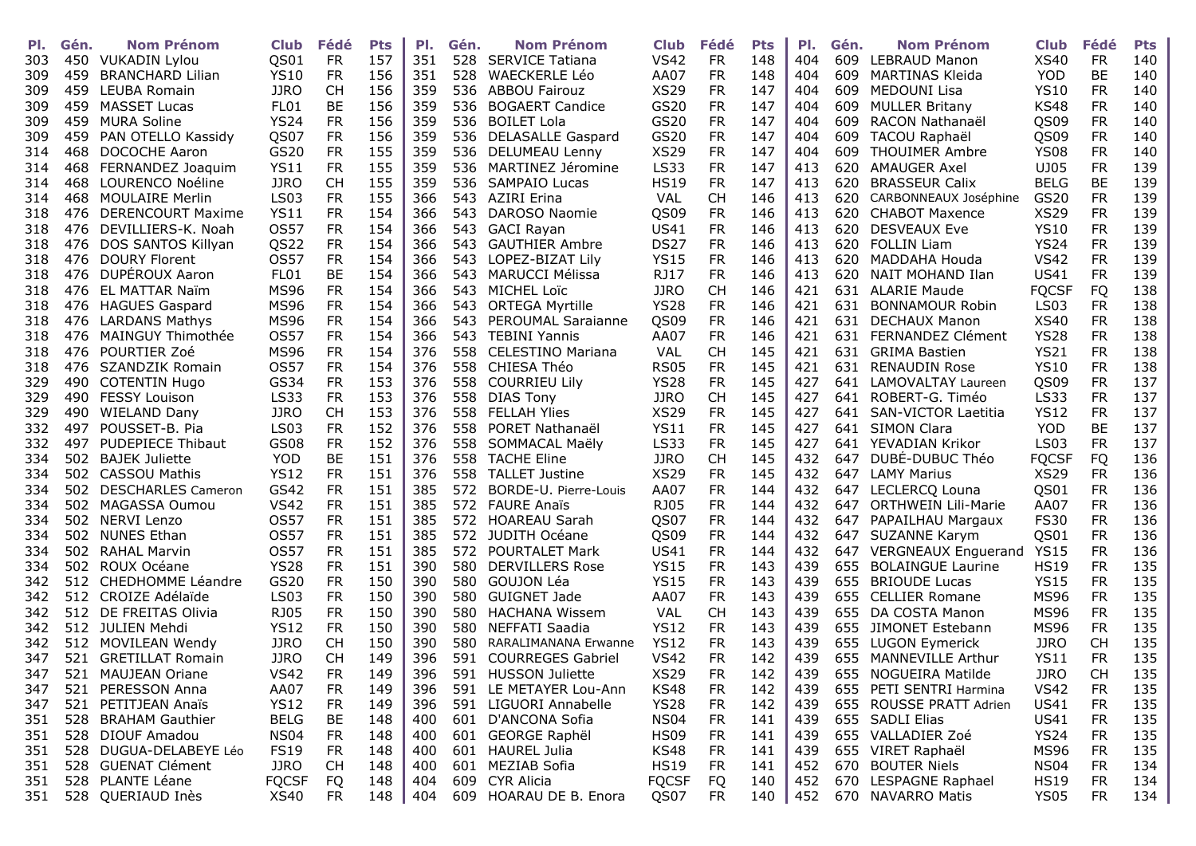| Pl. | Gén. | Nom Prénom | Club | Fédé | Pts |
|---|---|---|---|---|---|
| 303 | 450 | VUKADIN Lylou | QS01 | FR | 157 |
| 309 | 459 | BRANCHARD Lilian | YS10 | FR | 156 |
| 309 | 459 | LEUBA Romain | JJRO | CH | 156 |
| 309 | 459 | MASSET Lucas | FL01 | BE | 156 |
| 309 | 459 | MURA Soline | YS24 | FR | 156 |
| 309 | 459 | PAN OTELLO Kassidy | QS07 | FR | 156 |
| 314 | 468 | DOCOCHE Aaron | GS20 | FR | 155 |
| 314 | 468 | FERNANDEZ Joaquim | YS11 | FR | 155 |
| 314 | 468 | LOURENCO Noéline | JJRO | CH | 155 |
| 314 | 468 | MOULAIRE Merlin | LS03 | FR | 155 |
| 318 | 476 | DERENCOURT Maxime | YS11 | FR | 154 |
| 318 | 476 | DEVILLIERS-K. Noah | OS57 | FR | 154 |
| 318 | 476 | DOS SANTOS Killyan | QS22 | FR | 154 |
| 318 | 476 | DOURY Florent | OS57 | FR | 154 |
| 318 | 476 | DUPÉROUX Aaron | FL01 | BE | 154 |
| 318 | 476 | EL MATTAR Naïm | MS96 | FR | 154 |
| 318 | 476 | HAGUES Gaspard | MS96 | FR | 154 |
| 318 | 476 | LARDANS Mathys | MS96 | FR | 154 |
| 318 | 476 | MAINGUY Thimothée | OS57 | FR | 154 |
| 318 | 476 | POURTIER Zoé | MS96 | FR | 154 |
| 318 | 476 | SZANDZIK Romain | OS57 | FR | 154 |
| 329 | 490 | COTENTIN Hugo | GS34 | FR | 153 |
| 329 | 490 | FESSY Louison | LS33 | FR | 153 |
| 329 | 490 | WIELAND Dany | JJRO | CH | 153 |
| 332 | 497 | POUSSET-B. Pia | LS03 | FR | 152 |
| 332 | 497 | PUDEPIECE Thibaut | GS08 | FR | 152 |
| 334 | 502 | BAJEK Juliette | YOD | BE | 151 |
| 334 | 502 | CASSOU Mathis | YS12 | FR | 151 |
| 334 | 502 | DESCHARLES Cameron | GS42 | FR | 151 |
| 334 | 502 | MAGASSA Oumou | VS42 | FR | 151 |
| 334 | 502 | NERVI Lenzo | OS57 | FR | 151 |
| 334 | 502 | NUNES Ethan | OS57 | FR | 151 |
| 334 | 502 | RAHAL Marvin | OS57 | FR | 151 |
| 334 | 502 | ROUX Océane | YS28 | FR | 151 |
| 342 | 512 | CHEDHOMME Léandre | GS20 | FR | 150 |
| 342 | 512 | CROIZE Adélaïde | LS03 | FR | 150 |
| 342 | 512 | DE FREITAS Olivia | RJ05 | FR | 150 |
| 342 | 512 | JULIEN Mehdi | YS12 | FR | 150 |
| 342 | 512 | MOVILEAN Wendy | JJRO | CH | 150 |
| 347 | 521 | GRETILLAT Romain | JJRO | CH | 149 |
| 347 | 521 | MAUJEAN Oriane | VS42 | FR | 149 |
| 347 | 521 | PERESSON Anna | AA07 | FR | 149 |
| 347 | 521 | PETITJEAN Anaïs | YS12 | FR | 149 |
| 351 | 528 | BRAHAM Gauthier | BELG | BE | 148 |
| 351 | 528 | DIOUF Amadou | NS04 | FR | 148 |
| 351 | 528 | DUGUA-DELABEYE Léo | FS19 | FR | 148 |
| 351 | 528 | GUENAT Clément | JJRO | CH | 148 |
| 351 | 528 | PLANTE Léane | FQCSF | FQ | 148 |
| 351 | 528 | QUERIAUD Inès | XS40 | FR | 148 |
| 351 | 528 | SERVICE Tatiana | VS42 | FR | 148 |
| 351 | 528 | WAECKERLE Léo | AA07 | FR | 148 |
| 359 | 536 | ABBOU Fairouz | XS29 | FR | 147 |
| 359 | 536 | BOGAERT Candice | GS20 | FR | 147 |
| 359 | 536 | BOILET Lola | GS20 | FR | 147 |
| 359 | 536 | DELASALLE Gaspard | GS20 | FR | 147 |
| 359 | 536 | DELUMEAU Lenny | XS29 | FR | 147 |
| 359 | 536 | MARTINEZ Jéromine | LS33 | FR | 147 |
| 359 | 536 | SAMPAIO Lucas | HS19 | FR | 147 |
| 366 | 543 | AZIRI Erina | VAL | CH | 146 |
| 366 | 543 | DAROSO Naomie | QS09 | FR | 146 |
| 366 | 543 | GACI Rayan | US41 | FR | 146 |
| 366 | 543 | GAUTHIER Ambre | DS27 | FR | 146 |
| 366 | 543 | LOPEZ-BIZAT Lily | YS15 | FR | 146 |
| 366 | 543 | MARUCCI Mélissa | RJ17 | FR | 146 |
| 366 | 543 | MICHEL Loïc | JJRO | CH | 146 |
| 366 | 543 | ORTEGA Myrtille | YS28 | FR | 146 |
| 366 | 543 | PEROUMAL Saraianne | QS09 | FR | 146 |
| 366 | 543 | TEBINI Yannis | AA07 | FR | 146 |
| 376 | 558 | CELESTINO Mariana | VAL | CH | 145 |
| 376 | 558 | CHIESA Théo | RS05 | FR | 145 |
| 376 | 558 | COURRIEU Lily | YS28 | FR | 145 |
| 376 | 558 | DIAS Tony | JJRO | CH | 145 |
| 376 | 558 | FELLAH Ylies | XS29 | FR | 145 |
| 376 | 558 | PORET Nathanaël | YS11 | FR | 145 |
| 376 | 558 | SOMMACAL Maëly | LS33 | FR | 145 |
| 376 | 558 | TACHE Eline | JJRO | CH | 145 |
| 376 | 558 | TALLET Justine | XS29 | FR | 145 |
| 385 | 572 | BORDE-U. Pierre-Louis | AA07 | FR | 144 |
| 385 | 572 | FAURE Anaïs | RJ05 | FR | 144 |
| 385 | 572 | HOAREAU Sarah | QS07 | FR | 144 |
| 385 | 572 | JUDITH Océane | QS09 | FR | 144 |
| 385 | 572 | POURTALET Mark | US41 | FR | 144 |
| 390 | 580 | DERVILLERS Rose | YS15 | FR | 143 |
| 390 | 580 | GOUJON Léa | YS15 | FR | 143 |
| 390 | 580 | GUIGNET Jade | AA07 | FR | 143 |
| 390 | 580 | HACHANA Wissem | VAL | CH | 143 |
| 390 | 580 | NEFFATI Saadia | YS12 | FR | 143 |
| 390 | 580 | RARALIMANANA Erwanne | YS12 | FR | 143 |
| 396 | 591 | COURREGES Gabriel | VS42 | FR | 142 |
| 396 | 591 | HUSSON Juliette | XS29 | FR | 142 |
| 396 | 591 | LE METAYER Lou-Ann | KS48 | FR | 142 |
| 396 | 591 | LIGUORI Annabelle | YS28 | FR | 142 |
| 400 | 601 | D'ANCONA Sofia | NS04 | FR | 141 |
| 400 | 601 | GEORGE Raphël | HS09 | FR | 141 |
| 400 | 601 | HAUREL Julia | KS48 | FR | 141 |
| 400 | 601 | MEZIAB Sofia | HS19 | FR | 141 |
| 404 | 609 | CYR Alicia | FQCSF | FQ | 140 |
| 404 | 609 | HOARAU DE B. Enora | QS07 | FR | 140 |
| 404 | 609 | LEBRAUD Manon | XS40 | FR | 140 |
| 404 | 609 | MARTINAS Kleida | YOD | BE | 140 |
| 404 | 609 | MEDOUNI Lisa | YS10 | FR | 140 |
| 404 | 609 | MULLER Britany | KS48 | FR | 140 |
| 404 | 609 | RACON Nathanaël | QS09 | FR | 140 |
| 404 | 609 | TACOU Raphaël | QS09 | FR | 140 |
| 404 | 609 | THOUIMER Ambre | YS08 | FR | 140 |
| 413 | 620 | AMAUGER Axel | UJ05 | FR | 139 |
| 413 | 620 | BRASSEUR Calix | BELG | BE | 139 |
| 413 | 620 | CARBONNEAUX Joséphine | GS20 | FR | 139 |
| 413 | 620 | CHABOT Maxence | XS29 | FR | 139 |
| 413 | 620 | DESVEAUX Eve | YS10 | FR | 139 |
| 413 | 620 | FOLLIN Liam | YS24 | FR | 139 |
| 413 | 620 | MADDAHA Houda | VS42 | FR | 139 |
| 413 | 620 | NAIT MOHAND Ilan | US41 | FR | 139 |
| 421 | 631 | ALARIE Maude | FQCSF | FQ | 138 |
| 421 | 631 | BONNAMOUR Robin | LS03 | FR | 138 |
| 421 | 631 | DECHAUX Manon | XS40 | FR | 138 |
| 421 | 631 | FERNANDEZ Clément | YS28 | FR | 138 |
| 421 | 631 | GRIMA Bastien | YS21 | FR | 138 |
| 421 | 631 | RENAUDIN Rose | YS10 | FR | 138 |
| 427 | 641 | LAMOVALTAY Laureen | QS09 | FR | 137 |
| 427 | 641 | ROBERT-G. Timéo | LS33 | FR | 137 |
| 427 | 641 | SAN-VICTOR Laetitia | YS12 | FR | 137 |
| 427 | 641 | SIMON Clara | YOD | BE | 137 |
| 427 | 641 | YEVADIAN Krikor | LS03 | FR | 137 |
| 432 | 647 | DUBÉ-DUBUC Théo | FQCSF | FQ | 136 |
| 432 | 647 | LAMY Marius | XS29 | FR | 136 |
| 432 | 647 | LECLERCQ Louna | QS01 | FR | 136 |
| 432 | 647 | ORTHWEIN Lili-Marie | AA07 | FR | 136 |
| 432 | 647 | PAPAILHAU Margaux | FS30 | FR | 136 |
| 432 | 647 | SUZANNE Karym | QS01 | FR | 136 |
| 432 | 647 | VERGNEAUX Enguerand | YS15 | FR | 136 |
| 439 | 655 | BOLAINGUE Laurine | HS19 | FR | 135 |
| 439 | 655 | BRIOUDE Lucas | YS15 | FR | 135 |
| 439 | 655 | CELLIER Romane | MS96 | FR | 135 |
| 439 | 655 | DA COSTA Manon | MS96 | FR | 135 |
| 439 | 655 | JIMONET Estebann | MS96 | FR | 135 |
| 439 | 655 | LUGON Eymerick | JJRO | CH | 135 |
| 439 | 655 | MANNEVILLE Arthur | YS11 | FR | 135 |
| 439 | 655 | NOGUEIRA Matilde | JJRO | CH | 135 |
| 439 | 655 | PETI SENTRI Harmina | VS42 | FR | 135 |
| 439 | 655 | ROUSSE PRATT Adrien | US41 | FR | 135 |
| 439 | 655 | SADLI Elias | US41 | FR | 135 |
| 439 | 655 | VALLADIER Zoé | YS24 | FR | 135 |
| 439 | 655 | VIRET Raphaël | MS96 | FR | 135 |
| 452 | 670 | BOUTER Niels | NS04 | FR | 134 |
| 452 | 670 | LESPAGNE Raphael | HS19 | FR | 134 |
| 452 | 670 | NAVARRO Matis | YS05 | FR | 134 |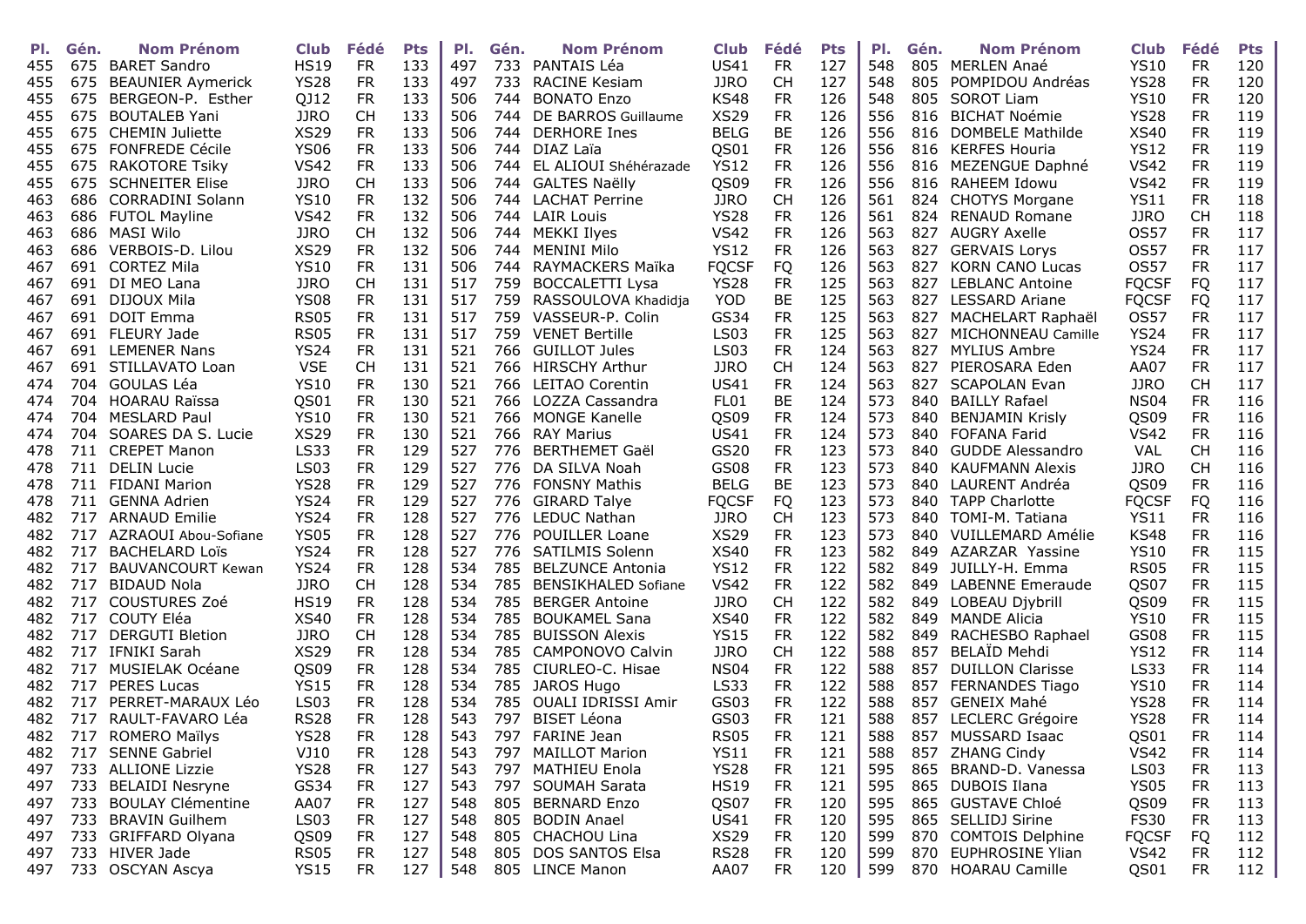| Pl. | Gén. | Nom Prénom | Club | Fédé | Pts |
|---|---|---|---|---|---|
| 455 | 675 | BARET Sandro | HS19 | FR | 133 |
| 455 | 675 | BEAUNIER Aymerick | YS28 | FR | 133 |
| 455 | 675 | BERGEON-P. Esther | QJ12 | FR | 133 |
| 455 | 675 | BOUTALEB Yani | JJRO | CH | 133 |
| 455 | 675 | CHEMIN Juliette | XS29 | FR | 133 |
| 455 | 675 | FONFREDE Cécile | YS06 | FR | 133 |
| 455 | 675 | RAKOTORE Tsiky | VS42 | FR | 133 |
| 455 | 675 | SCHNEITER Elise | JJRO | CH | 133 |
| 463 | 686 | CORRADINI Solann | YS10 | FR | 132 |
| 463 | 686 | FUTOL Mayline | VS42 | FR | 132 |
| 463 | 686 | MASI Wilo | JJRO | CH | 132 |
| 463 | 686 | VERBOIS-D. Lilou | XS29 | FR | 132 |
| 467 | 691 | CORTEZ Mila | YS10 | FR | 131 |
| 467 | 691 | DI MEO Lana | JJRO | CH | 131 |
| 467 | 691 | DIJOUX Mila | YS08 | FR | 131 |
| 467 | 691 | DOIT Emma | RS05 | FR | 131 |
| 467 | 691 | FLEURY Jade | RS05 | FR | 131 |
| 467 | 691 | LEMENER Nans | YS24 | FR | 131 |
| 467 | 691 | STILLAVATO Loan | VSE | CH | 131 |
| 474 | 704 | GOULAS Léa | YS10 | FR | 130 |
| 474 | 704 | HOARAU Raïssa | QS01 | FR | 130 |
| 474 | 704 | MESLARD Paul | YS10 | FR | 130 |
| 474 | 704 | SOARES DA S. Lucie | XS29 | FR | 130 |
| 478 | 711 | CREPET Manon | LS33 | FR | 129 |
| 478 | 711 | DELIN Lucie | LS03 | FR | 129 |
| 478 | 711 | FIDANI Marion | YS28 | FR | 129 |
| 478 | 711 | GENNA Adrien | YS24 | FR | 129 |
| 482 | 717 | ARNAUD Emilie | YS24 | FR | 128 |
| 482 | 717 | AZRAOUI Abou-Sofiane | YS05 | FR | 128 |
| 482 | 717 | BACHELARD Loïs | YS24 | FR | 128 |
| 482 | 717 | BAUVANCOURT Kewan | YS24 | FR | 128 |
| 482 | 717 | BIDAUD Nola | JJRO | CH | 128 |
| 482 | 717 | COUSTURES Zoé | HS19 | FR | 128 |
| 482 | 717 | COUTY Eléa | XS40 | FR | 128 |
| 482 | 717 | DERGUTI Bletion | JJRO | CH | 128 |
| 482 | 717 | IFNIKI Sarah | XS29 | FR | 128 |
| 482 | 717 | MUSIELAK Océane | QS09 | FR | 128 |
| 482 | 717 | PERES Lucas | YS15 | FR | 128 |
| 482 | 717 | PERRET-MARAUX Léo | LS03 | FR | 128 |
| 482 | 717 | RAULT-FAVARO Léa | RS28 | FR | 128 |
| 482 | 717 | ROMERO Maïlys | YS28 | FR | 128 |
| 482 | 717 | SENNE Gabriel | VJ10 | FR | 128 |
| 497 | 733 | ALLIONE Lizzie | YS28 | FR | 127 |
| 497 | 733 | BELAIDI Nesryne | GS34 | FR | 127 |
| 497 | 733 | BOULAY Clémentine | AA07 | FR | 127 |
| 497 | 733 | BRAVIN Guilhem | LS03 | FR | 127 |
| 497 | 733 | GRIFFARD Olyana | QS09 | FR | 127 |
| 497 | 733 | HIVER Jade | RS05 | FR | 127 |
| 497 | 733 | OSCYAN Ascya | YS15 | FR | 127 |
| 497 | 733 | PANTAIS Léa | US41 | FR | 127 |
| 497 | 733 | RACINE Kesiam | JJRO | CH | 127 |
| 506 | 744 | BONATO Enzo | KS48 | FR | 126 |
| 506 | 744 | DE BARROS Guillaume | XS29 | FR | 126 |
| 506 | 744 | DERHORE Ines | BELG | BE | 126 |
| 506 | 744 | DIAZ Laïa | QS01 | FR | 126 |
| 506 | 744 | EL ALIOUI Shéhérazade | YS12 | FR | 126 |
| 506 | 744 | GALTES Naëlly | QS09 | FR | 126 |
| 506 | 744 | LACHAT Perrine | JJRO | CH | 126 |
| 506 | 744 | LAIR Louis | YS28 | FR | 126 |
| 506 | 744 | MEKKI Ilyes | VS42 | FR | 126 |
| 506 | 744 | MENINI Milo | YS12 | FR | 126 |
| 506 | 744 | RAYMACKERS Maïka | FQCSF | FQ | 126 |
| 517 | 759 | BOCCALETTI Lysa | YS28 | FR | 125 |
| 517 | 759 | RASSOULOVA Khadidja | YOD | BE | 125 |
| 517 | 759 | VASSEUR-P. Colin | GS34 | FR | 125 |
| 517 | 759 | VENET Bertille | LS03 | FR | 125 |
| 521 | 766 | GUILLOT Jules | LS03 | FR | 124 |
| 521 | 766 | HIRSCHY Arthur | JJRO | CH | 124 |
| 521 | 766 | LEITAO Corentin | US41 | FR | 124 |
| 521 | 766 | LOZZA Cassandra | FL01 | BE | 124 |
| 521 | 766 | MONGE Kanelle | QS09 | FR | 124 |
| 521 | 766 | RAY Marius | US41 | FR | 124 |
| 527 | 776 | BERTHEMET Gaël | GS20 | FR | 123 |
| 527 | 776 | DA SILVA Noah | GS08 | FR | 123 |
| 527 | 776 | FONSNY Mathis | BELG | BE | 123 |
| 527 | 776 | GIRARD Talye | FQCSF | FQ | 123 |
| 527 | 776 | LEDUC Nathan | JJRO | CH | 123 |
| 527 | 776 | POUILLER Loane | XS29 | FR | 123 |
| 527 | 776 | SATILMIS Solenn | XS40 | FR | 123 |
| 534 | 785 | BELZUNCE Antonia | YS12 | FR | 122 |
| 534 | 785 | BENSIKHALED Sofiane | VS42 | FR | 122 |
| 534 | 785 | BERGER Antoine | JJRO | CH | 122 |
| 534 | 785 | BOUKAMEL Sana | XS40 | FR | 122 |
| 534 | 785 | BUISSON Alexis | YS15 | FR | 122 |
| 534 | 785 | CAMPONOVO Calvin | JJRO | CH | 122 |
| 534 | 785 | CIURLEO-C. Hisae | NS04 | FR | 122 |
| 534 | 785 | JAROS Hugo | LS33 | FR | 122 |
| 534 | 785 | OUALI IDRISSI Amir | GS03 | FR | 122 |
| 543 | 797 | BISET Léona | GS03 | FR | 121 |
| 543 | 797 | FARINE Jean | RS05 | FR | 121 |
| 543 | 797 | MAILLOT Marion | YS11 | FR | 121 |
| 543 | 797 | MATHIEU Enola | YS28 | FR | 121 |
| 543 | 797 | SOUMAH Sarata | HS19 | FR | 121 |
| 548 | 805 | BERNARD Enzo | QS07 | FR | 120 |
| 548 | 805 | BODIN Anael | US41 | FR | 120 |
| 548 | 805 | CHACHOU Lina | XS29 | FR | 120 |
| 548 | 805 | DOS SANTOS Elsa | RS28 | FR | 120 |
| 548 | 805 | LINCE Manon | AA07 | FR | 120 |
| 548 | 805 | MERLEN Anaé | YS10 | FR | 120 |
| 548 | 805 | POMPIDOU Andréas | YS28 | FR | 120 |
| 548 | 805 | SOROT Liam | YS10 | FR | 120 |
| 556 | 816 | BICHAT Noémie | YS28 | FR | 119 |
| 556 | 816 | DOMBELE Mathilde | XS40 | FR | 119 |
| 556 | 816 | KERFES Houria | YS12 | FR | 119 |
| 556 | 816 | MEZENGUE Daphné | VS42 | FR | 119 |
| 556 | 816 | RAHEEM Idowu | VS42 | FR | 119 |
| 561 | 824 | CHOTYS Morgane | YS11 | FR | 118 |
| 561 | 824 | RENAUD Romane | JJRO | CH | 118 |
| 563 | 827 | AUGRY Axelle | OS57 | FR | 117 |
| 563 | 827 | GERVAIS Lorys | OS57 | FR | 117 |
| 563 | 827 | KORN CANO Lucas | OS57 | FR | 117 |
| 563 | 827 | LEBLANC Antoine | FQCSF | FQ | 117 |
| 563 | 827 | LESSARD Ariane | FQCSF | FQ | 117 |
| 563 | 827 | MACHELART Raphaël | OS57 | FR | 117 |
| 563 | 827 | MICHONNEAU Camille | YS24 | FR | 117 |
| 563 | 827 | MYLIUS Ambre | YS24 | FR | 117 |
| 563 | 827 | PIEROSARA Eden | AA07 | FR | 117 |
| 563 | 827 | SCAPOLAN Evan | JJRO | CH | 117 |
| 573 | 840 | BAILLY Rafael | NS04 | FR | 116 |
| 573 | 840 | BENJAMIN Krisly | QS09 | FR | 116 |
| 573 | 840 | FOFANA Farid | VS42 | FR | 116 |
| 573 | 840 | GUDDE Alessandro | VAL | CH | 116 |
| 573 | 840 | KAUFMANN Alexis | JJRO | CH | 116 |
| 573 | 840 | LAURENT Andréa | QS09 | FR | 116 |
| 573 | 840 | TAPP Charlotte | FQCSF | FQ | 116 |
| 573 | 840 | TOMI-M. Tatiana | YS11 | FR | 116 |
| 573 | 840 | VUILLEMARD Amélie | KS48 | FR | 116 |
| 582 | 849 | AZARZAR Yassine | YS10 | FR | 115 |
| 582 | 849 | JUILLY-H. Emma | RS05 | FR | 115 |
| 582 | 849 | LABENNE Emeraude | QS07 | FR | 115 |
| 582 | 849 | LOBEAU Djybrill | QS09 | FR | 115 |
| 582 | 849 | MANDE Alicia | YS10 | FR | 115 |
| 582 | 849 | RACHESBO Raphael | GS08 | FR | 115 |
| 588 | 857 | BELAÏD Mehdi | YS12 | FR | 114 |
| 588 | 857 | DUILLON Clarisse | LS33 | FR | 114 |
| 588 | 857 | FERNANDES Tiago | YS10 | FR | 114 |
| 588 | 857 | GENEIX Mahé | YS28 | FR | 114 |
| 588 | 857 | LECLERC Grégoire | YS28 | FR | 114 |
| 588 | 857 | MUSSARD Isaac | QS01 | FR | 114 |
| 588 | 857 | ZHANG Cindy | VS42 | FR | 114 |
| 595 | 865 | BRAND-D. Vanessa | LS03 | FR | 113 |
| 595 | 865 | DUBOIS Ilana | YS05 | FR | 113 |
| 595 | 865 | GUSTAVE Chloé | QS09 | FR | 113 |
| 595 | 865 | SELLIDJ Sirine | FS30 | FR | 113 |
| 599 | 870 | COMTOIS Delphine | FQCSF | FQ | 112 |
| 599 | 870 | EUPHROSINE Ylian | VS42 | FR | 112 |
| 599 | 870 | HOARAU Camille | QS01 | FR | 112 |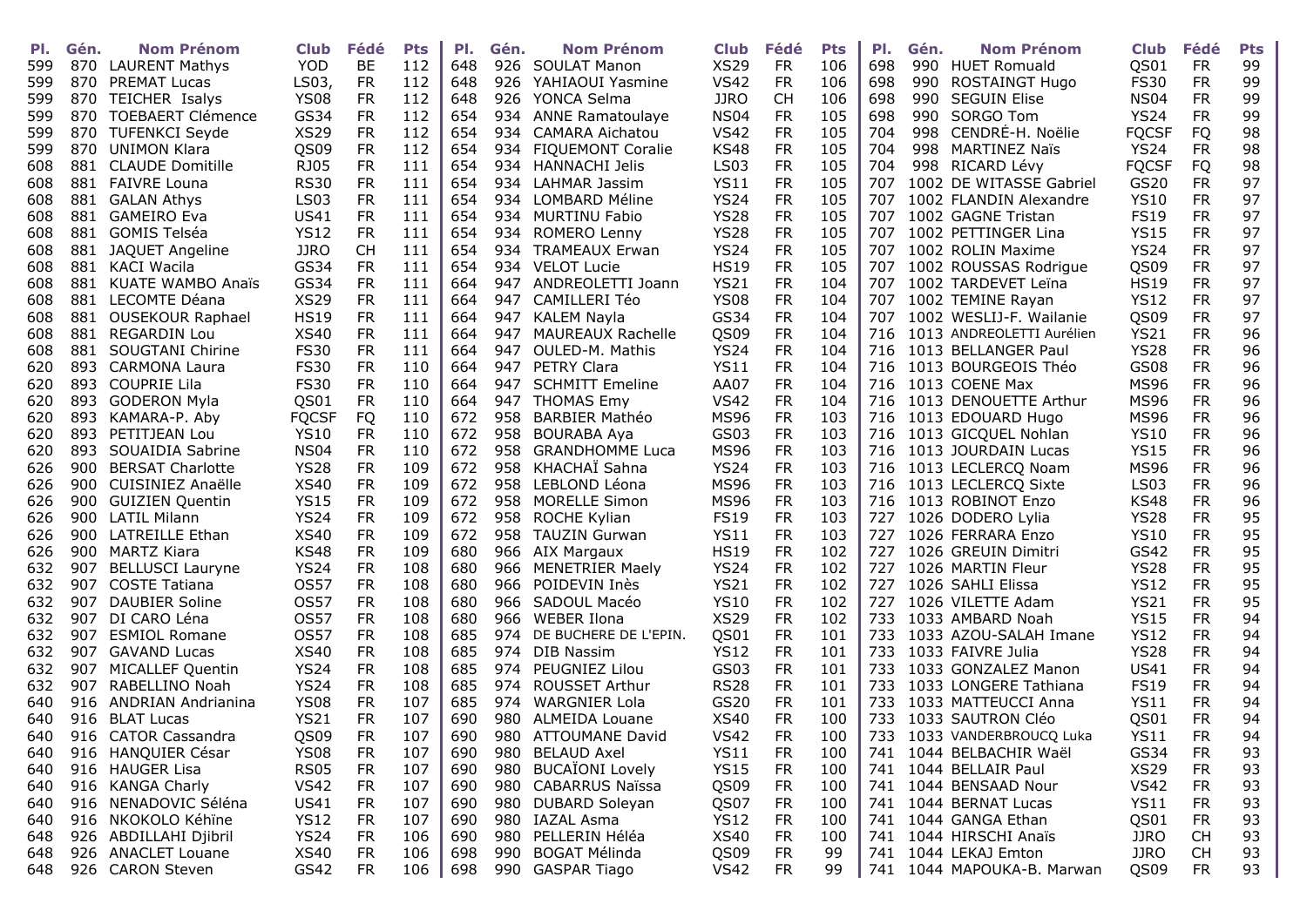| Pl. | Gén. | Nom Prénom | Club | Fédé | Pts |
|---|---|---|---|---|---|
| 599 | 870 | LAURENT Mathys | YOD | BE | 112 |
| 599 | 870 | PREMAT Lucas | LS03, | FR | 112 |
| 599 | 870 | TEICHER Isalys | YS08 | FR | 112 |
| 599 | 870 | TOEBAERT Clémence | GS34 | FR | 112 |
| 599 | 870 | TUFENKCI Seyde | XS29 | FR | 112 |
| 599 | 870 | UNIMON Klara | QS09 | FR | 112 |
| 608 | 881 | CLAUDE Domitille | RJ05 | FR | 111 |
| 608 | 881 | FAIVRE Louna | RS30 | FR | 111 |
| 608 | 881 | GALAN Athys | LS03 | FR | 111 |
| 608 | 881 | GAMEIRO Eva | US41 | FR | 111 |
| 608 | 881 | GOMIS Telséa | YS12 | FR | 111 |
| 608 | 881 | JAQUET Angeline | JJRO | CH | 111 |
| 608 | 881 | KACI Wacila | GS34 | FR | 111 |
| 608 | 881 | KUATE WAMBO Anaïs | GS34 | FR | 111 |
| 608 | 881 | LECOMTE Déana | XS29 | FR | 111 |
| 608 | 881 | OUSEKOUR Raphael | HS19 | FR | 111 |
| 608 | 881 | REGARDIN Lou | XS40 | FR | 111 |
| 608 | 881 | SOUGTANI Chirine | FS30 | FR | 111 |
| 620 | 893 | CARMONA Laura | FS30 | FR | 110 |
| 620 | 893 | COUPRIE Lila | FS30 | FR | 110 |
| 620 | 893 | GODERON Myla | QS01 | FR | 110 |
| 620 | 893 | KAMARA-P. Aby | FQCSF | FQ | 110 |
| 620 | 893 | PETITJEAN Lou | YS10 | FR | 110 |
| 620 | 893 | SOUAIDIA Sabrine | NS04 | FR | 110 |
| 626 | 900 | BERSAT Charlotte | YS28 | FR | 109 |
| 626 | 900 | CUISINIEZ Anaëlle | XS40 | FR | 109 |
| 626 | 900 | GUIZIEN Quentin | YS15 | FR | 109 |
| 626 | 900 | LATIL Milann | YS24 | FR | 109 |
| 626 | 900 | LATREILLE Ethan | XS40 | FR | 109 |
| 626 | 900 | MARTZ Kiara | KS48 | FR | 109 |
| 632 | 907 | BELLUSCI Lauryne | YS24 | FR | 108 |
| 632 | 907 | COSTE Tatiana | OS57 | FR | 108 |
| 632 | 907 | DAUBIER Soline | OS57 | FR | 108 |
| 632 | 907 | DI CARO Léna | OS57 | FR | 108 |
| 632 | 907 | ESMIOL Romane | OS57 | FR | 108 |
| 632 | 907 | GAVAND Lucas | XS40 | FR | 108 |
| 632 | 907 | MICALLEF Quentin | YS24 | FR | 108 |
| 632 | 907 | RABELLINO Noah | YS24 | FR | 108 |
| 640 | 916 | ANDRIAN Andrianina | YS08 | FR | 107 |
| 640 | 916 | BLAT Lucas | YS21 | FR | 107 |
| 640 | 916 | CATOR Cassandra | QS09 | FR | 107 |
| 640 | 916 | HANQUIER César | YS08 | FR | 107 |
| 640 | 916 | HAUGER Lisa | RS05 | FR | 107 |
| 640 | 916 | KANGA Charly | VS42 | FR | 107 |
| 640 | 916 | NENADOVIC Séléna | US41 | FR | 107 |
| 640 | 916 | NKOKOLO Kéhïne | YS12 | FR | 107 |
| 648 | 926 | ABDILLAHI Djibril | YS24 | FR | 106 |
| 648 | 926 | ANACLET Louane | XS40 | FR | 106 |
| 648 | 926 | CARON Steven | GS42 | FR | 106 |
| 648 | 926 | SOULAT Manon | XS29 | FR | 106 |
| 648 | 926 | YAHIAOUI Yasmine | VS42 | FR | 106 |
| 648 | 926 | YONCA Selma | JJRO | CH | 106 |
| 654 | 934 | ANNE Ramatoulaye | NS04 | FR | 105 |
| 654 | 934 | CAMARA Aichatou | VS42 | FR | 105 |
| 654 | 934 | FIQUEMONT Coralie | KS48 | FR | 105 |
| 654 | 934 | HANNACHI Jelis | LS03 | FR | 105 |
| 654 | 934 | LAHMAR Jassim | YS11 | FR | 105 |
| 654 | 934 | LOMBARD Méline | YS24 | FR | 105 |
| 654 | 934 | MURTINU Fabio | YS28 | FR | 105 |
| 654 | 934 | ROMERO Lenny | YS28 | FR | 105 |
| 654 | 934 | TRAMEAUX Erwan | YS24 | FR | 105 |
| 654 | 934 | VELOT Lucie | HS19 | FR | 105 |
| 664 | 947 | ANDREOLETTI Joann | YS21 | FR | 104 |
| 664 | 947 | CAMILLERI Téo | YS08 | FR | 104 |
| 664 | 947 | KALEM Nayla | GS34 | FR | 104 |
| 664 | 947 | MAUREAUX Rachelle | QS09 | FR | 104 |
| 664 | 947 | OULED-M. Mathis | YS24 | FR | 104 |
| 664 | 947 | PETRY Clara | YS11 | FR | 104 |
| 664 | 947 | SCHMITT Emeline | AA07 | FR | 104 |
| 664 | 947 | THOMAS Emy | VS42 | FR | 104 |
| 672 | 958 | BARBIER Mathéo | MS96 | FR | 103 |
| 672 | 958 | BOURABA Aya | GS03 | FR | 103 |
| 672 | 958 | GRANDHOMME Luca | MS96 | FR | 103 |
| 672 | 958 | KHACHAÏ Sahna | YS24 | FR | 103 |
| 672 | 958 | LEBLOND Léona | MS96 | FR | 103 |
| 672 | 958 | MORELLE Simon | MS96 | FR | 103 |
| 672 | 958 | ROCHE Kylian | FS19 | FR | 103 |
| 672 | 958 | TAUZIN Gurwan | YS11 | FR | 103 |
| 680 | 966 | AIX Margaux | HS19 | FR | 102 |
| 680 | 966 | MENETRIER Maely | YS24 | FR | 102 |
| 680 | 966 | POIDEVIN Inès | YS21 | FR | 102 |
| 680 | 966 | SADOUL Macéo | YS10 | FR | 102 |
| 680 | 966 | WEBER Ilona | XS29 | FR | 102 |
| 685 | 974 | DE BUCHERE DE L'EPIN. | QS01 | FR | 101 |
| 685 | 974 | DIB Nassim | YS12 | FR | 101 |
| 685 | 974 | PEUGNIEZ Lilou | GS03 | FR | 101 |
| 685 | 974 | ROUSSET Arthur | RS28 | FR | 101 |
| 685 | 974 | WARGNIER Lola | GS20 | FR | 101 |
| 690 | 980 | ALMEIDA Louane | XS40 | FR | 100 |
| 690 | 980 | ATTOUMANE David | VS42 | FR | 100 |
| 690 | 980 | BELAUD Axel | YS11 | FR | 100 |
| 690 | 980 | BUCAÏONI Lovely | YS15 | FR | 100 |
| 690 | 980 | CABARRUS Naïssa | QS09 | FR | 100 |
| 690 | 980 | DUBARD Soleyan | QS07 | FR | 100 |
| 690 | 980 | IAZAL Asma | YS12 | FR | 100 |
| 690 | 980 | PELLERIN Héléa | XS40 | FR | 100 |
| 698 | 990 | BOGAT Mélinda | QS09 | FR | 99 |
| 698 | 990 | GASPAR Tiago | VS42 | FR | 99 |
| 698 | 990 | HUET Romuald | QS01 | FR | 99 |
| 698 | 990 | ROSTAINGT Hugo | FS30 | FR | 99 |
| 698 | 990 | SEGUIN Elise | NS04 | FR | 99 |
| 698 | 990 | SORGO Tom | YS24 | FR | 99 |
| 704 | 998 | CENDRÉ-H. Noëlie | FQCSF | FQ | 98 |
| 704 | 998 | MARTINEZ Naïs | YS24 | FR | 98 |
| 704 | 998 | RICARD Lévy | FQCSF | FQ | 98 |
| 707 | 1002 | DE WITASSE Gabriel | GS20 | FR | 97 |
| 707 | 1002 | FLANDIN Alexandre | YS10 | FR | 97 |
| 707 | 1002 | GAGNE Tristan | FS19 | FR | 97 |
| 707 | 1002 | PETTINGER Lina | YS15 | FR | 97 |
| 707 | 1002 | ROLIN Maxime | YS24 | FR | 97 |
| 707 | 1002 | ROUSSAS Rodrigue | QS09 | FR | 97 |
| 707 | 1002 | TARDEVET Leïna | HS19 | FR | 97 |
| 707 | 1002 | TEMINE Rayan | YS12 | FR | 97 |
| 707 | 1002 | WESLIJ-F. Wailanie | QS09 | FR | 97 |
| 716 | 1013 | ANDREOLETTI Aurélien | YS21 | FR | 96 |
| 716 | 1013 | BELLANGER Paul | YS28 | FR | 96 |
| 716 | 1013 | BOURGEOIS Théo | GS08 | FR | 96 |
| 716 | 1013 | COENE Max | MS96 | FR | 96 |
| 716 | 1013 | DENOUETTE Arthur | MS96 | FR | 96 |
| 716 | 1013 | EDOUARD Hugo | MS96 | FR | 96 |
| 716 | 1013 | GICQUEL Nohlan | YS10 | FR | 96 |
| 716 | 1013 | JOURDAIN Lucas | YS15 | FR | 96 |
| 716 | 1013 | LECLERCQ Noam | MS96 | FR | 96 |
| 716 | 1013 | LECLERCQ Sixte | LS03 | FR | 96 |
| 716 | 1013 | ROBINOT Enzo | KS48 | FR | 96 |
| 727 | 1026 | DODERO Lylia | YS28 | FR | 95 |
| 727 | 1026 | FERRARA Enzo | YS10 | FR | 95 |
| 727 | 1026 | GREUIN Dimitri | GS42 | FR | 95 |
| 727 | 1026 | MARTIN Fleur | YS28 | FR | 95 |
| 727 | 1026 | SAHLI Elissa | YS12 | FR | 95 |
| 727 | 1026 | VILETTE Adam | YS21 | FR | 95 |
| 733 | 1033 | AMBARD Noah | YS15 | FR | 94 |
| 733 | 1033 | AZOU-SALAH Imane | YS12 | FR | 94 |
| 733 | 1033 | FAIVRE Julia | YS28 | FR | 94 |
| 733 | 1033 | GONZALEZ Manon | US41 | FR | 94 |
| 733 | 1033 | LONGERE Tathiana | FS19 | FR | 94 |
| 733 | 1033 | MATTEUCCI Anna | YS11 | FR | 94 |
| 733 | 1033 | SAUTRON Cléo | QS01 | FR | 94 |
| 733 | 1033 | VANDERBROUCQ Luka | YS11 | FR | 94 |
| 741 | 1044 | BELBACHIR Waël | GS34 | FR | 93 |
| 741 | 1044 | BELLAIR Paul | XS29 | FR | 93 |
| 741 | 1044 | BENSAAD Nour | VS42 | FR | 93 |
| 741 | 1044 | BERNAT Lucas | YS11 | FR | 93 |
| 741 | 1044 | GANGA Ethan | QS01 | FR | 93 |
| 741 | 1044 | HIRSCHI Anaïs | JJRO | CH | 93 |
| 741 | 1044 | LEKAJ Emton | JJRO | CH | 93 |
| 741 | 1044 | MAPOUKA-B. Marwan | QS09 | FR | 93 |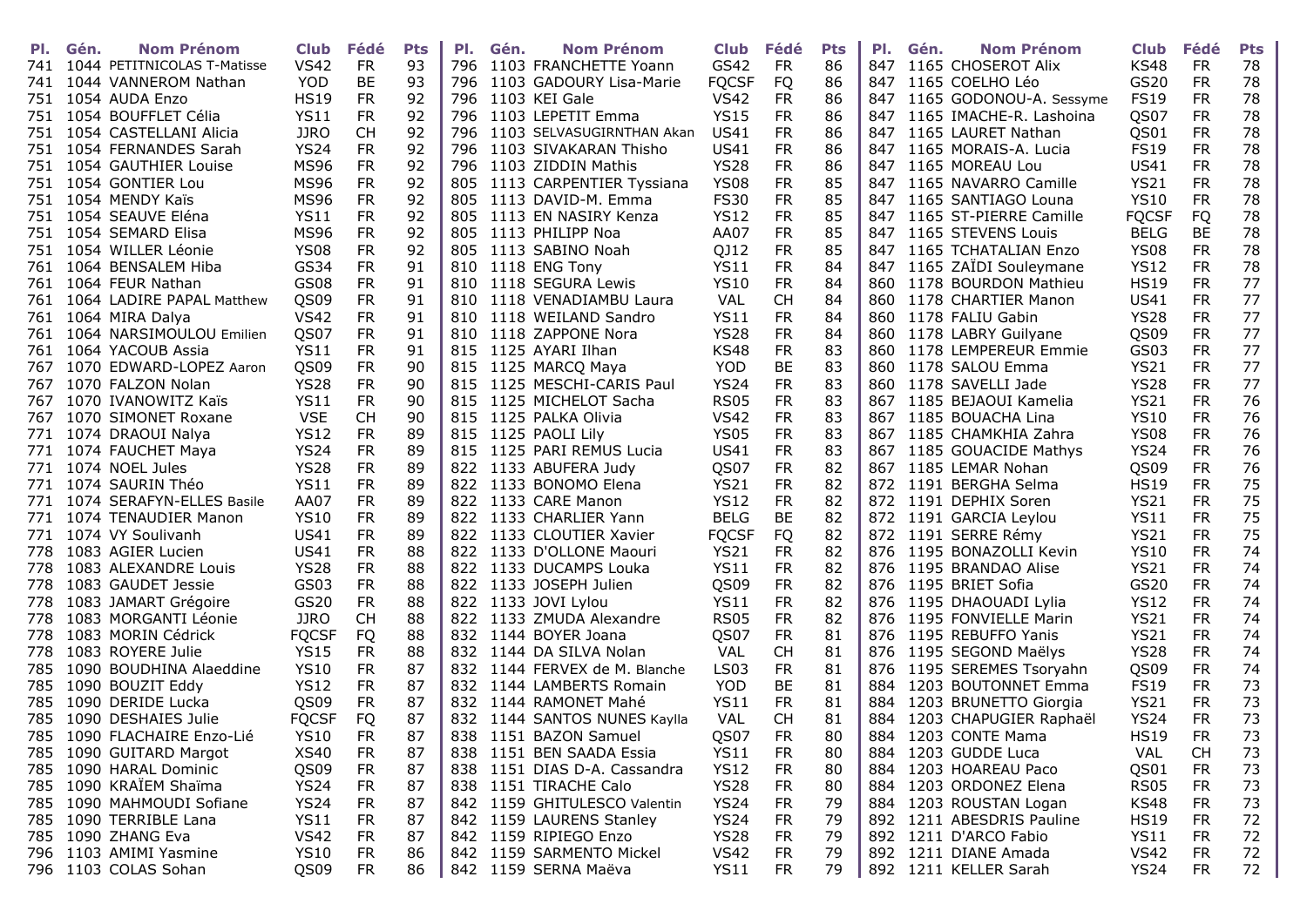| Pl. | Gén. | Nom Prénom | Club | Fédé | Pts |
|---|---|---|---|---|---|
| 741 | 1044 | PETITNICOLAS T-Matisse | VS42 | FR | 93 |
| 741 | 1044 | VANNEROM Nathan | YOD | BE | 93 |
| 751 | 1054 | AUDA Enzo | HS19 | FR | 92 |
| 751 | 1054 | BOUFFLET Célia | YS11 | FR | 92 |
| 751 | 1054 | CASTELLANI Alicia | JJRO | CH | 92 |
| 751 | 1054 | FERNANDES Sarah | YS24 | FR | 92 |
| 751 | 1054 | GAUTHIER Louise | MS96 | FR | 92 |
| 751 | 1054 | GONTIER Lou | MS96 | FR | 92 |
| 751 | 1054 | MENDY Kaïs | MS96 | FR | 92 |
| 751 | 1054 | SEAUVE Eléna | YS11 | FR | 92 |
| 751 | 1054 | SEMARD Elisa | MS96 | FR | 92 |
| 751 | 1054 | WILLER Léonie | YS08 | FR | 92 |
| 761 | 1064 | BENSALEM Hiba | GS34 | FR | 91 |
| 761 | 1064 | FEUR Nathan | GS08 | FR | 91 |
| 761 | 1064 | LADIRE PAPAL Matthew | QS09 | FR | 91 |
| 761 | 1064 | MIRA Dalya | VS42 | FR | 91 |
| 761 | 1064 | NARSIMOULOU Emilien | QS07 | FR | 91 |
| 761 | 1064 | YACOUB Assia | YS11 | FR | 91 |
| 767 | 1070 | EDWARD-LOPEZ Aaron | QS09 | FR | 90 |
| 767 | 1070 | FALZON Nolan | YS28 | FR | 90 |
| 767 | 1070 | IVANOWITZ Kaïs | YS11 | FR | 90 |
| 767 | 1070 | SIMONET Roxane | VSE | CH | 90 |
| 771 | 1074 | DRAOUI Nalya | YS12 | FR | 89 |
| 771 | 1074 | FAUCHET Maya | YS24 | FR | 89 |
| 771 | 1074 | NOEL Jules | YS28 | FR | 89 |
| 771 | 1074 | SAURIN Théo | YS11 | FR | 89 |
| 771 | 1074 | SERAFYN-ELLES Basile | AA07 | FR | 89 |
| 771 | 1074 | TENAUDIER Manon | YS10 | FR | 89 |
| 771 | 1074 | VY Soulivanh | US41 | FR | 89 |
| 778 | 1083 | AGIER Lucien | US41 | FR | 88 |
| 778 | 1083 | ALEXANDRE Louis | YS28 | FR | 88 |
| 778 | 1083 | GAUDET Jessie | GS03 | FR | 88 |
| 778 | 1083 | JAMART Grégoire | GS20 | FR | 88 |
| 778 | 1083 | MORGANTI Léonie | JJRO | CH | 88 |
| 778 | 1083 | MORIN Cédrick | FQCSF | FQ | 88 |
| 778 | 1083 | ROYERE Julie | YS15 | FR | 88 |
| 785 | 1090 | BOUDHINA Alaeddine | YS10 | FR | 87 |
| 785 | 1090 | BOUZIT Eddy | YS12 | FR | 87 |
| 785 | 1090 | DERIDE Lucka | QS09 | FR | 87 |
| 785 | 1090 | DESHAIES Julie | FQCSF | FQ | 87 |
| 785 | 1090 | FLACHAIRE Enzo-Lié | YS10 | FR | 87 |
| 785 | 1090 | GUITARD Margot | XS40 | FR | 87 |
| 785 | 1090 | HARAL Dominic | QS09 | FR | 87 |
| 785 | 1090 | KRAÏEM Shaïma | YS24 | FR | 87 |
| 785 | 1090 | MAHMOUDI Sofiane | YS24 | FR | 87 |
| 785 | 1090 | TERRIBLE Lana | YS11 | FR | 87 |
| 785 | 1090 | ZHANG Eva | VS42 | FR | 87 |
| 796 | 1103 | AMIMI Yasmine | YS10 | FR | 86 |
| 796 | 1103 | COLAS Sohan | QS09 | FR | 86 |
| 796 | 1103 | FRANCHETTE Yoann | GS42 | FR | 86 |
| 796 | 1103 | GADOURY Lisa-Marie | FQCSF | FQ | 86 |
| 796 | 1103 | KEI Gale | VS42 | FR | 86 |
| 796 | 1103 | LEPETIT Emma | YS15 | FR | 86 |
| 796 | 1103 | SELVASUGIRNTHAN Akan | US41 | FR | 86 |
| 796 | 1103 | SIVAKARAN Thisho | US41 | FR | 86 |
| 796 | 1103 | ZIDDIN Mathis | YS28 | FR | 86 |
| 805 | 1113 | CARPENTIER Tyssiana | YS08 | FR | 85 |
| 805 | 1113 | DAVID-M. Emma | FS30 | FR | 85 |
| 805 | 1113 | EN NASIRY Kenza | YS12 | FR | 85 |
| 805 | 1113 | PHILIPP Noa | AA07 | FR | 85 |
| 805 | 1113 | SABINO Noah | QJ12 | FR | 85 |
| 810 | 1118 | ENG Tony | YS11 | FR | 84 |
| 810 | 1118 | SEGURA Lewis | YS10 | FR | 84 |
| 810 | 1118 | VENADIAMBU Laura | VAL | CH | 84 |
| 810 | 1118 | WEILAND Sandro | YS11 | FR | 84 |
| 810 | 1118 | ZAPPONE Nora | YS28 | FR | 84 |
| 815 | 1125 | AYARI Ilhan | KS48 | FR | 83 |
| 815 | 1125 | MARCQ Maya | YOD | BE | 83 |
| 815 | 1125 | MESCHI-CARIS Paul | YS24 | FR | 83 |
| 815 | 1125 | MICHELOT Sacha | RS05 | FR | 83 |
| 815 | 1125 | PALKA Olivia | VS42 | FR | 83 |
| 815 | 1125 | PAOLI Lily | YS05 | FR | 83 |
| 815 | 1125 | PARI REMUS Lucia | US41 | FR | 83 |
| 822 | 1133 | ABUFERA Judy | QS07 | FR | 82 |
| 822 | 1133 | BONOMO Elena | YS21 | FR | 82 |
| 822 | 1133 | CARE Manon | YS12 | FR | 82 |
| 822 | 1133 | CHARLIER Yann | BELG | BE | 82 |
| 822 | 1133 | CLOUTIER Xavier | FQCSF | FQ | 82 |
| 822 | 1133 | D'OLLONE Maouri | YS21 | FR | 82 |
| 822 | 1133 | DUCAMPS Louka | YS11 | FR | 82 |
| 822 | 1133 | JOSEPH Julien | QS09 | FR | 82 |
| 822 | 1133 | JOVI Lylou | YS11 | FR | 82 |
| 822 | 1133 | ZMUDA Alexandre | RS05 | FR | 82 |
| 832 | 1144 | BOYER Joana | QS07 | FR | 81 |
| 832 | 1144 | DA SILVA Nolan | VAL | CH | 81 |
| 832 | 1144 | FERVEX de M. Blanche | LS03 | FR | 81 |
| 832 | 1144 | LAMBERTS Romain | YOD | BE | 81 |
| 832 | 1144 | RAMONET Mahé | YS11 | FR | 81 |
| 832 | 1144 | SANTOS NUNES Kaylla | VAL | CH | 81 |
| 838 | 1151 | BAZON Samuel | QS07 | FR | 80 |
| 838 | 1151 | BEN SAADA Essia | YS11 | FR | 80 |
| 838 | 1151 | DIAS D-A. Cassandra | YS12 | FR | 80 |
| 838 | 1151 | TIRACHE Calo | YS28 | FR | 80 |
| 842 | 1159 | GHITULESCO Valentin | YS24 | FR | 79 |
| 842 | 1159 | LAURENS Stanley | YS24 | FR | 79 |
| 842 | 1159 | RIPIEGO Enzo | YS28 | FR | 79 |
| 842 | 1159 | SARMENTO Mickel | VS42 | FR | 79 |
| 842 | 1159 | SERNA Maëva | YS11 | FR | 79 |
| 847 | 1165 | CHOSEROT Alix | KS48 | FR | 78 |
| 847 | 1165 | COELHO Léo | GS20 | FR | 78 |
| 847 | 1165 | GODONOU-A. Sessyme | FS19 | FR | 78 |
| 847 | 1165 | IMACHE-R. Lashoina | QS07 | FR | 78 |
| 847 | 1165 | LAURET Nathan | QS01 | FR | 78 |
| 847 | 1165 | MORAIS-A. Lucia | FS19 | FR | 78 |
| 847 | 1165 | MOREAU Lou | US41 | FR | 78 |
| 847 | 1165 | NAVARRO Camille | YS21 | FR | 78 |
| 847 | 1165 | SANTIAGO Louna | YS10 | FR | 78 |
| 847 | 1165 | ST-PIERRE Camille | FQCSF | FQ | 78 |
| 847 | 1165 | STEVENS Louis | BELG | BE | 78 |
| 847 | 1165 | TCHATALIAN Enzo | YS08 | FR | 78 |
| 847 | 1165 | ZAÏDI Souleymane | YS12 | FR | 78 |
| 860 | 1178 | BOURDON Mathieu | HS19 | FR | 77 |
| 860 | 1178 | CHARTIER Manon | US41 | FR | 77 |
| 860 | 1178 | FALIU Gabin | YS28 | FR | 77 |
| 860 | 1178 | LABRY Guilyane | QS09 | FR | 77 |
| 860 | 1178 | LEMPEREUR Emmie | GS03 | FR | 77 |
| 860 | 1178 | SALOU Emma | YS21 | FR | 77 |
| 860 | 1178 | SAVELLI Jade | YS28 | FR | 77 |
| 867 | 1185 | BEJAOUI Kamelia | YS21 | FR | 76 |
| 867 | 1185 | BOUACHA Lina | YS10 | FR | 76 |
| 867 | 1185 | CHAMKHIA Zahra | YS08 | FR | 76 |
| 867 | 1185 | GOUACIDE Mathys | YS24 | FR | 76 |
| 867 | 1185 | LEMAR Nohan | QS09 | FR | 76 |
| 872 | 1191 | BERGHA Selma | HS19 | FR | 75 |
| 872 | 1191 | DEPHIX Soren | YS21 | FR | 75 |
| 872 | 1191 | GARCIA Leylou | YS11 | FR | 75 |
| 872 | 1191 | SERRE Rémy | YS21 | FR | 75 |
| 876 | 1195 | BONAZOLLI Kevin | YS10 | FR | 74 |
| 876 | 1195 | BRANDAO Alise | YS21 | FR | 74 |
| 876 | 1195 | BRIET Sofia | GS20 | FR | 74 |
| 876 | 1195 | DHAOUADI Lylia | YS12 | FR | 74 |
| 876 | 1195 | FONVIELLE Marin | YS21 | FR | 74 |
| 876 | 1195 | REBUFFO Yanis | YS21 | FR | 74 |
| 876 | 1195 | SEGOND Maëlys | YS28 | FR | 74 |
| 876 | 1195 | SEREMES Tsoryahn | QS09 | FR | 74 |
| 884 | 1203 | BOUTONNET Emma | FS19 | FR | 73 |
| 884 | 1203 | BRUNETTO Giorgia | YS21 | FR | 73 |
| 884 | 1203 | CHAPUGIER Raphaël | YS24 | FR | 73 |
| 884 | 1203 | CONTE Mama | HS19 | FR | 73 |
| 884 | 1203 | GUDDE Luca | VAL | CH | 73 |
| 884 | 1203 | HOAREAU Paco | QS01 | FR | 73 |
| 884 | 1203 | ORDONEZ Elena | RS05 | FR | 73 |
| 884 | 1203 | ROUSTAN Logan | KS48 | FR | 73 |
| 892 | 1211 | ABESDRIS Pauline | HS19 | FR | 72 |
| 892 | 1211 | D'ARCO Fabio | YS11 | FR | 72 |
| 892 | 1211 | DIANE Amada | VS42 | FR | 72 |
| 892 | 1211 | KELLER Sarah | YS24 | FR | 72 |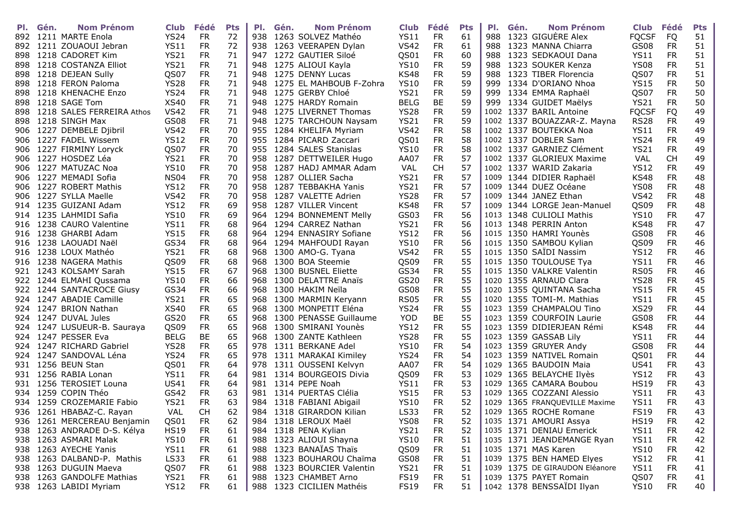| Pl. | Gén. | Nom Prénom | Club | Fédé | Pts |
|---|---|---|---|---|---|
| 892 | 1211 | MARTE Enola | YS24 | FR | 72 |
| 892 | 1211 | ZOUAOUI Jebran | YS11 | FR | 72 |
| 898 | 1218 | CADORET Kim | YS21 | FR | 71 |
| 898 | 1218 | COSTANZA Elliot | YS21 | FR | 71 |
| 898 | 1218 | DEJEAN Sully | QS07 | FR | 71 |
| 898 | 1218 | FERON Paloma | YS28 | FR | 71 |
| 898 | 1218 | KHENACHE Enzo | YS24 | FR | 71 |
| 898 | 1218 | SAGE Tom | XS40 | FR | 71 |
| 898 | 1218 | SALES FERREIRA Athos | VS42 | FR | 71 |
| 898 | 1218 | SINGH Max | GS08 | FR | 71 |
| 906 | 1227 | DEMBELE Djibril | VS42 | FR | 70 |
| 906 | 1227 | FADEL Wissem | YS12 | FR | 70 |
| 906 | 1227 | FIRMINY Loryck | QS07 | FR | 70 |
| 906 | 1227 | HOSDEZ Léa | YS21 | FR | 70 |
| 906 | 1227 | MATUZAC Noa | YS10 | FR | 70 |
| 906 | 1227 | MEMADI Sofia | NS04 | FR | 70 |
| 906 | 1227 | ROBERT Mathis | YS12 | FR | 70 |
| 906 | 1227 | SYLLA Maelle | VS42 | FR | 70 |
| 914 | 1235 | GUIZANI Adam | YS12 | FR | 69 |
| 914 | 1235 | LAHMIDI Safia | YS10 | FR | 69 |
| 916 | 1238 | CAURO Valentine | YS11 | FR | 68 |
| 916 | 1238 | GHARBI Adam | YS15 | FR | 68 |
| 916 | 1238 | LAOUADI Naël | GS34 | FR | 68 |
| 916 | 1238 | LOUX Mathéo | YS21 | FR | 68 |
| 916 | 1238 | NAGERA Mathis | QS09 | FR | 68 |
| 921 | 1243 | KOLSAMY Sarah | YS15 | FR | 67 |
| 922 | 1244 | ELMAHI Oussama | YS10 | FR | 66 |
| 922 | 1244 | SANTACROCE Giusy | GS34 | FR | 66 |
| 924 | 1247 | ABADIE Camille | YS21 | FR | 65 |
| 924 | 1247 | BRION Nathan | XS40 | FR | 65 |
| 924 | 1247 | DUVAL Jules | GS20 | FR | 65 |
| 924 | 1247 | LUSUEUR-B. Sauraya | QS09 | FR | 65 |
| 924 | 1247 | PESSER Eva | BELG | BE | 65 |
| 924 | 1247 | RICHARD Gabriel | YS28 | FR | 65 |
| 924 | 1247 | SANDOVAL Léna | YS24 | FR | 65 |
| 931 | 1256 | BEUN Stan | QS01 | FR | 64 |
| 931 | 1256 | RABIA Lonan | YS11 | FR | 64 |
| 931 | 1256 | TEROSIET Louna | US41 | FR | 64 |
| 934 | 1259 | COPIN Théo | GS42 | FR | 63 |
| 934 | 1259 | CROZEMARIE Fabio | YS21 | FR | 63 |
| 936 | 1261 | HBABAZ-C. Rayan | VAL | CH | 62 |
| 936 | 1261 | MERCEREAU Benjamin | QS01 | FR | 62 |
| 938 | 1263 | ANDRADE D-S. Kélya | HS19 | FR | 61 |
| 938 | 1263 | ASMARI Malak | YS10 | FR | 61 |
| 938 | 1263 | AYECHE Yanis | YS11 | FR | 61 |
| 938 | 1263 | DALBAND-P. Mathis | LS33 | FR | 61 |
| 938 | 1263 | DUGUIN Maeva | QS07 | FR | 61 |
| 938 | 1263 | GANDOLFE Mathias | YS21 | FR | 61 |
| 938 | 1263 | LABIDI Myriam | YS12 | FR | 61 |
| 938 | 1263 | SOLVEZ Mathéo | YS11 | FR | 61 |
| 938 | 1263 | VEERAPEN Dylan | VS42 | FR | 61 |
| 947 | 1272 | GAUTIER Siloé | QS01 | FR | 60 |
| 948 | 1275 | ALIOUI Kayla | YS10 | FR | 59 |
| 948 | 1275 | DENNY Lucas | KS48 | FR | 59 |
| 948 | 1275 | EL MAHBOUB F-Zohra | YS10 | FR | 59 |
| 948 | 1275 | GERBY Chloé | YS21 | FR | 59 |
| 948 | 1275 | HARDY Romain | BELG | BE | 59 |
| 948 | 1275 | LIVERNET Thomas | YS28 | FR | 59 |
| 948 | 1275 | TARCHOUN Naysam | YS21 | FR | 59 |
| 955 | 1284 | KHELIFA Myriam | VS42 | FR | 58 |
| 955 | 1284 | PICARD Zaccari | QS01 | FR | 58 |
| 955 | 1284 | SALES Stanislas | YS10 | FR | 58 |
| 958 | 1287 | DETTWEILER Hugo | AA07 | FR | 57 |
| 958 | 1287 | HADJ AMMAR Adam | VAL | CH | 57 |
| 958 | 1287 | OLLIER Sacha | YS21 | FR | 57 |
| 958 | 1287 | TEBBAKHA Yanis | YS21 | FR | 57 |
| 958 | 1287 | VALETTE Adrien | YS28 | FR | 57 |
| 958 | 1287 | VILLER Vincent | KS48 | FR | 57 |
| 964 | 1294 | BONNEMENT Melly | GS03 | FR | 56 |
| 964 | 1294 | CARREZ Nathan | YS21 | FR | 56 |
| 964 | 1294 | ENNASIRY Sofiane | YS12 | FR | 56 |
| 964 | 1294 | MAHFOUDI Rayan | YS10 | FR | 56 |
| 968 | 1300 | AMO-G. Tyana | VS42 | FR | 55 |
| 968 | 1300 | BOA Steemie | QS09 | FR | 55 |
| 968 | 1300 | BUSNEL Eliette | GS34 | FR | 55 |
| 968 | 1300 | DELATTRE Anaïs | GS20 | FR | 55 |
| 968 | 1300 | HAKIM Neïla | GS08 | FR | 55 |
| 968 | 1300 | MARMIN Keryann | RS05 | FR | 55 |
| 968 | 1300 | MONPETIT Eléna | YS24 | FR | 55 |
| 968 | 1300 | PENASSE Guillaume | YOD | BE | 55 |
| 968 | 1300 | SMIRANI Younès | YS12 | FR | 55 |
| 968 | 1300 | ZANTE Kathleen | YS28 | FR | 55 |
| 978 | 1311 | BERKANE Adel | YS10 | FR | 54 |
| 978 | 1311 | MARAKAI Kimiley | YS24 | FR | 54 |
| 978 | 1311 | OUSSENI Kelvyn | AA07 | FR | 54 |
| 981 | 1314 | BOURGEOIS Divia | QS09 | FR | 53 |
| 981 | 1314 | PEPE Noah | YS11 | FR | 53 |
| 981 | 1314 | PUERTAS Clélia | YS15 | FR | 53 |
| 984 | 1318 | FABIANI Abigail | YS10 | FR | 52 |
| 984 | 1318 | GIRARDON Kilian | LS33 | FR | 52 |
| 984 | 1318 | LEROUX Maël | YS08 | FR | 52 |
| 984 | 1318 | PENA Kylian | YS21 | FR | 52 |
| 988 | 1323 | ALIOUI Shayna | YS10 | FR | 51 |
| 988 | 1323 | BANAÏAS Thaïs | QS09 | FR | 51 |
| 988 | 1323 | BOUHAROU Chaïma | GS08 | FR | 51 |
| 988 | 1323 | BOURCIER Valentin | YS21 | FR | 51 |
| 988 | 1323 | CHAMBET Arno | FS19 | FR | 51 |
| 988 | 1323 | CICILIEN Mathéis | FS19 | FR | 51 |
| 988 | 1323 | GIGUÈRE Alex | FQCSF | FQ | 51 |
| 988 | 1323 | MANNA Chiarra | GS08 | FR | 51 |
| 988 | 1323 | SEDKAOUI Dana | YS11 | FR | 51 |
| 988 | 1323 | SOUKER Kenza | YS08 | FR | 51 |
| 988 | 1323 | TIBER Florencia | QS07 | FR | 51 |
| 999 | 1334 | D'ORIANO Nhoa | YS15 | FR | 50 |
| 999 | 1334 | EMMA Raphaël | QS07 | FR | 50 |
| 999 | 1334 | GUIDET Maëlys | YS21 | FR | 50 |
| 1002 | 1337 | BARIL Antoine | FQCSF | FQ | 49 |
| 1002 | 1337 | BOUAZZAR-Z. Mayna | RS28 | FR | 49 |
| 1002 | 1337 | BOUTEKKA Noa | YS11 | FR | 49 |
| 1002 | 1337 | DOBLER Sam | YS24 | FR | 49 |
| 1002 | 1337 | GARNIEZ Clément | YS21 | FR | 49 |
| 1002 | 1337 | GLORIEUX Maxime | VAL | CH | 49 |
| 1002 | 1337 | WARID Zakaria | YS12 | FR | 49 |
| 1009 | 1344 | DIDIER Raphaël | KS48 | FR | 48 |
| 1009 | 1344 | DUEZ Océane | YS08 | FR | 48 |
| 1009 | 1344 | JANEZ Ethan | VS42 | FR | 48 |
| 1009 | 1344 | LORGE Jean-Manuel | QS09 | FR | 48 |
| 1013 | 1348 | CULIOLI Mathis | YS10 | FR | 47 |
| 1013 | 1348 | PERRIN Anton | KS48 | FR | 47 |
| 1015 | 1350 | HAMRI Younès | GS08 | FR | 46 |
| 1015 | 1350 | SAMBOU Kylian | QS09 | FR | 46 |
| 1015 | 1350 | SAÏDI Nassim | YS12 | FR | 46 |
| 1015 | 1350 | TOULOUSE Tya | YS11 | FR | 46 |
| 1015 | 1350 | VALKRE Valentin | RS05 | FR | 46 |
| 1020 | 1355 | ARNAUD Clara | YS28 | FR | 45 |
| 1020 | 1355 | QUINTANA Sacha | YS15 | FR | 45 |
| 1020 | 1355 | TOMI-M. Mathias | YS11 | FR | 45 |
| 1023 | 1359 | CHAMPALOU Tino | XS29 | FR | 44 |
| 1023 | 1359 | COURFOIN Laurie | GS08 | FR | 44 |
| 1023 | 1359 | DIDIERJEAN Rémi | KS48 | FR | 44 |
| 1023 | 1359 | GASSAB Lily | YS11 | FR | 44 |
| 1023 | 1359 | GRUYER Andy | GS08 | FR | 44 |
| 1023 | 1359 | NATIVEL Romain | QS01 | FR | 44 |
| 1029 | 1365 | BAUDOIN Maia | US41 | FR | 43 |
| 1029 | 1365 | BELAYCHE Ilyès | YS12 | FR | 43 |
| 1029 | 1365 | CAMARA Boubou | HS19 | FR | 43 |
| 1029 | 1365 | COZZANI Alessio | YS11 | FR | 43 |
| 1029 | 1365 | FRANQUEVILLE Maxime | YS11 | FR | 43 |
| 1029 | 1365 | ROCHE Romane | FS19 | FR | 43 |
| 1035 | 1371 | AMOURI Assya | HS19 | FR | 42 |
| 1035 | 1371 | DENIAU Emerick | YS11 | FR | 42 |
| 1035 | 1371 | JEANDEMANGE Ryan | YS11 | FR | 42 |
| 1035 | 1371 | MAS Karen | YS10 | FR | 42 |
| 1039 | 1375 | BEN HAMED Elyes | YS12 | FR | 41 |
| 1039 | 1375 | DE GIRAUDON Eléanore | YS11 | FR | 41 |
| 1039 | 1375 | PAYET Romain | QS07 | FR | 41 |
| 1042 | 1378 | BENSSAÏDI Ilyan | YS10 | FR | 40 |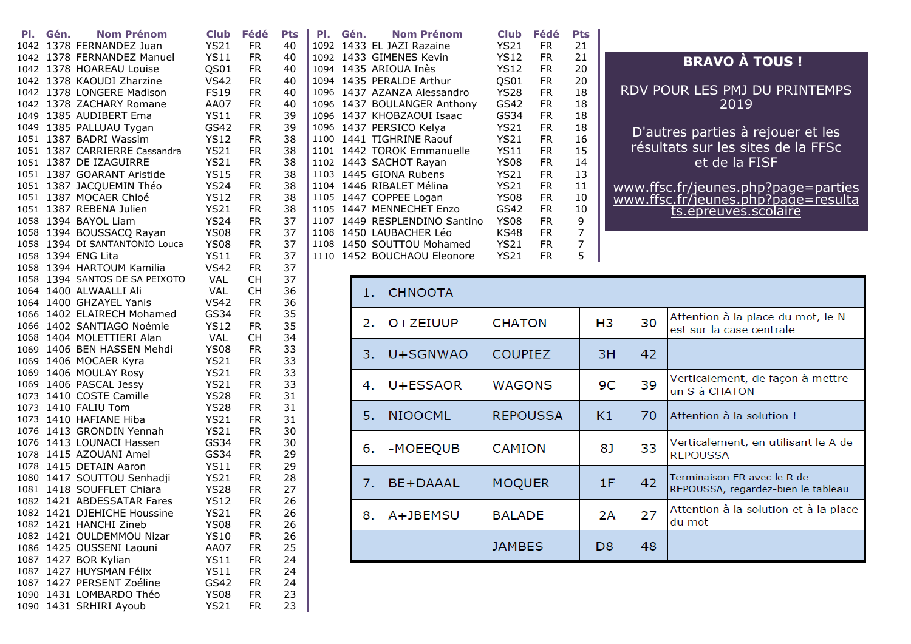| Pl. | Gén. | Nom Prénom | Club | Fédé | Pts |
|---|---|---|---|---|---|
| 1042 | 1378 | FERNANDEZ Juan | YS21 | FR | 40 |
| 1042 | 1378 | FERNANDEZ Manuel | YS11 | FR | 40 |
| 1042 | 1378 | HOAREAU Louise | QS01 | FR | 40 |
| 1042 | 1378 | KAOUDI Zharzine | VS42 | FR | 40 |
| 1042 | 1378 | LONGERE Madison | FS19 | FR | 40 |
| 1042 | 1378 | ZACHARY Romane | AA07 | FR | 40 |
| 1049 | 1385 | AUDIBERT Ema | YS11 | FR | 39 |
| 1049 | 1385 | PALLUAU Tygan | GS42 | FR | 39 |
| 1051 | 1387 | BADRI Wassim | YS12 | FR | 38 |
| 1051 | 1387 | CARRIERRE Cassandra | YS21 | FR | 38 |
| 1051 | 1387 | DE IZAGUIRRE | YS21 | FR | 38 |
| 1051 | 1387 | GOARANT Aristide | YS15 | FR | 38 |
| 1051 | 1387 | JACQUEMIN Théo | YS24 | FR | 38 |
| 1051 | 1387 | MOCAER Chloé | YS12 | FR | 38 |
| 1051 | 1387 | REBENA Julien | YS21 | FR | 38 |
| 1058 | 1394 | BAYOL Liam | YS24 | FR | 37 |
| 1058 | 1394 | BOUSSACQ Rayan | YS08 | FR | 37 |
| 1058 | 1394 | DI SANTANTONIO Louca | YS08 | FR | 37 |
| 1058 | 1394 | ENG Lita | YS11 | FR | 37 |
| 1058 | 1394 | HARTOUM Kamilia | VS42 | FR | 37 |
| 1058 | 1394 | SANTOS DE SA PEIXOTO | VAL | CH | 37 |
| 1064 | 1400 | ALWAALLI Ali | VAL | CH | 36 |
| 1064 | 1400 | GHZAYEL Yanis | VS42 | FR | 36 |
| 1066 | 1402 | ELAIRECH Mohamed | GS34 | FR | 35 |
| 1066 | 1402 | SANTIAGO Noémie | YS12 | FR | 35 |
| 1068 | 1404 | MOLETTIERI Alan | VAL | CH | 34 |
| 1069 | 1406 | BEN HASSEN Mehdi | YS08 | FR | 33 |
| 1069 | 1406 | MOCAER Kyra | YS21 | FR | 33 |
| 1069 | 1406 | MOULAY Rosy | YS21 | FR | 33 |
| 1069 | 1406 | PASCAL Jessy | YS21 | FR | 33 |
| 1073 | 1410 | COSTE Camille | YS28 | FR | 31 |
| 1073 | 1410 | FALIU Tom | YS28 | FR | 31 |
| 1073 | 1410 | HAFIANE Hiba | YS21 | FR | 31 |
| 1076 | 1413 | GRONDIN Yennah | YS21 | FR | 30 |
| 1076 | 1413 | LOUNACI Hassen | GS34 | FR | 30 |
| 1078 | 1415 | AZOUANI Amel | GS34 | FR | 29 |
| 1078 | 1415 | DETAIN Aaron | YS11 | FR | 29 |
| 1080 | 1417 | SOUTTOU Senhadji | YS21 | FR | 28 |
| 1081 | 1418 | SOUFFLET Chiara | YS28 | FR | 27 |
| 1082 | 1421 | ABDESSATAR Fares | YS12 | FR | 26 |
| 1082 | 1421 | DJEHICHE Houssine | YS21 | FR | 26 |
| 1082 | 1421 | HANCHI Zineb | YS08 | FR | 26 |
| 1082 | 1421 | OULDEMMOU Nizar | YS10 | FR | 26 |
| 1086 | 1425 | OUSSENI Laouni | AA07 | FR | 25 |
| 1087 | 1427 | BOR Kylian | YS11 | FR | 24 |
| 1087 | 1427 | HUYSMAN Félix | YS11 | FR | 24 |
| 1087 | 1427 | PERSENT Zoéline | GS42 | FR | 24 |
| 1090 | 1431 | LOMBARDO Théo | YS08 | FR | 23 |
| 1090 | 1431 | SRHIRI Ayoub | YS21 | FR | 23 |
| 1092 | 1433 | EL JAZI Razaine | YS21 | FR | 21 |
| 1092 | 1433 | GIMENES Kevin | YS12 | FR | 21 |
| 1094 | 1435 | ARIOUA Inès | YS12 | FR | 20 |
| 1094 | 1435 | PERALDE Arthur | QS01 | FR | 20 |
| 1096 | 1437 | AZANZA Alessandro | YS28 | FR | 18 |
| 1096 | 1437 | BOULANGER Anthony | GS42 | FR | 18 |
| 1096 | 1437 | KHOBZAOUI Isaac | GS34 | FR | 18 |
| 1096 | 1437 | PERSICO Kelya | YS21 | FR | 18 |
| 1100 | 1441 | TIGHRINE Raouf | YS21 | FR | 16 |
| 1101 | 1442 | TOROK Emmanuelle | YS11 | FR | 15 |
| 1102 | 1443 | SACHOT Rayan | YS08 | FR | 14 |
| 1103 | 1445 | GIONA Rubens | YS21 | FR | 13 |
| 1104 | 1446 | RIBALET Mélina | YS21 | FR | 11 |
| 1105 | 1447 | COPPEE Logan | YS08 | FR | 10 |
| 1105 | 1447 | MENNECHET Enzo | GS42 | FR | 10 |
| 1107 | 1449 | RESPLENDINO Santino | YS08 | FR | 9 |
| 1108 | 1450 | LAUBACHER Léo | KS48 | FR | 7 |
| 1108 | 1450 | SOUTTOU Mohamed | YS21 | FR | 7 |
| 1110 | 1452 | BOUCHAOU Eleonore | YS21 | FR | 5 |

**BRAVO À TOUS !**

RDV POUR LES PMJ DU PRINTEMPS 2019

D'autres parties à rejouer et les résultats sur les sites de la FFSc et de la FISF

www.ffsc.fr/jeunes.php?page=parties
www.ffsc.fr/jeunes.php?page=resultats.epreuves.scolaire

| | | | | | |
|---|---|---|---|---|---|
| 1. | CHNOOTA | | | | |
| 2. | O+ZEIUUP | CHATON | H3 | 30 | Attention à la place du mot, le N est sur la case centrale |
| 3. | U+SGNWAO | COUPIEZ | 3H | 42 | |
| 4. | U+ESSAOR | WAGONS | 9C | 39 | Verticalement, de façon à mettre un S à CHATON |
| 5. | NIOOCML | REPOUSSA | K1 | 70 | Attention à la solution ! |
| 6. | -MOEEQUB | CAMION | 8J | 33 | Verticalement, en utilisant le A de REPOUSSA |
| 7. | BE+DAAAL | MOQUER | 1F | 42 | Terminaison ER avec le R de REPOUSSA, regardez-bien le tableau |
| 8. | A+JBEMSU | BALADE | 2A | 27 | Attention à la solution et à la place du mot |
| | | JAMBES | D8 | 48 | |